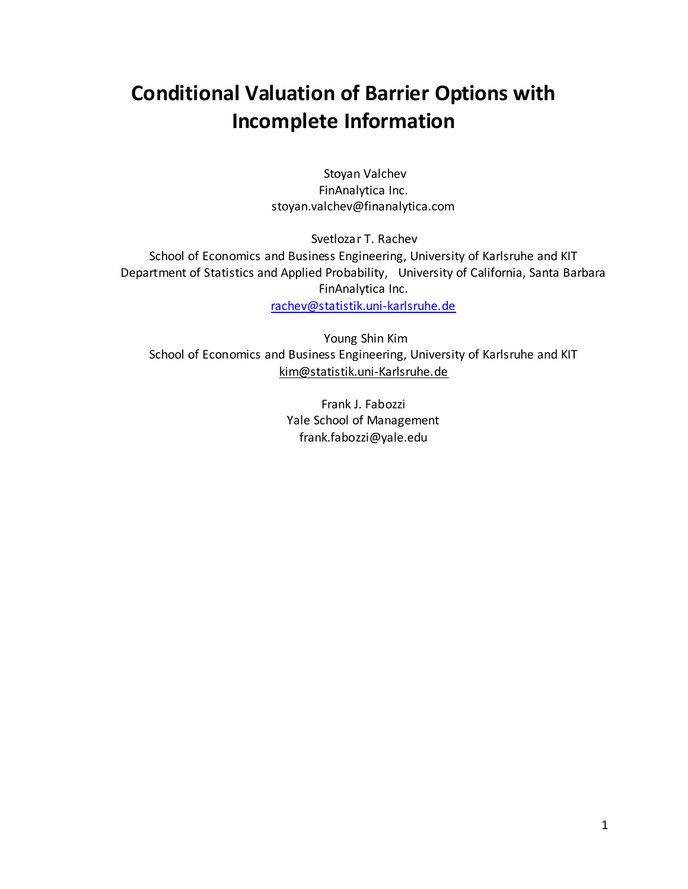# Conditional Valuation of Barrier Options with Incomplete Information

Stoyan Valchev  
FinAnalytica Inc.  
stoyan.valchev@finanalytica.com

Svetlozar T. Rachev  
School of Economics and Business Engineering, University of Karlsruhe and KIT  
Department of Statistics and Applied Probability, University of California, Santa Barbara  
FinAnalytica Inc.  
rachev@statistik.uni-karlsruhe.de

Young Shin Kim  
School of Economics and Business Engineering, University of Karlsruhe and KIT  
kim@statistik.uni-Karlsruhe.de

Frank J. Fabozzi  
Yale School of Management  
frank.fabozzi@yale.edu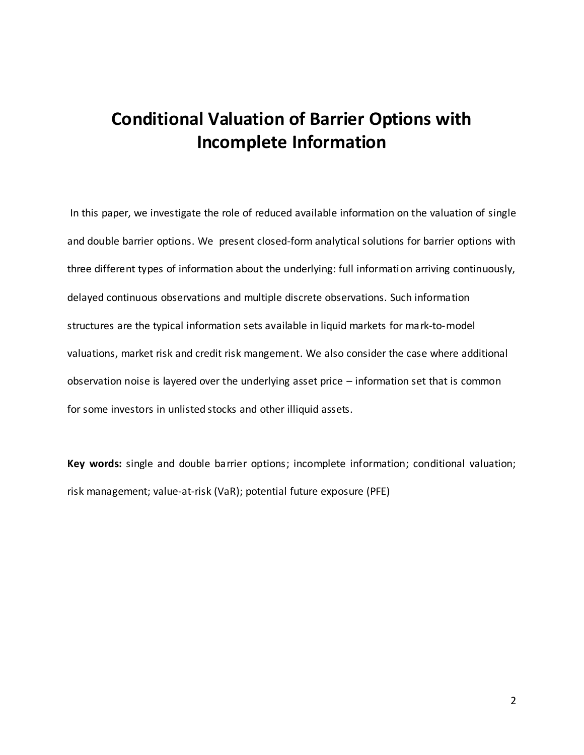# Conditional Valuation of Barrier Options with Incomplete Information

In this paper, we investigate the role of reduced available information on the valuation of single and double barrier options. We present closed-form analytical solutions for barrier options with three different types of information about the underlying: full information arriving continuously, delayed continuous observations and multiple discrete observations. Such information structures are the typical information sets available in liquid markets for mark-to-model valuations, market risk and credit risk mangement. We also consider the case where additional observation noise is layered over the underlying asset price – information set that is common for some investors in unlisted stocks and other illiquid assets.

**Key words:** single and double barrier options; incomplete information; conditional valuation; risk management; value-at-risk (VaR); potential future exposure (PFE)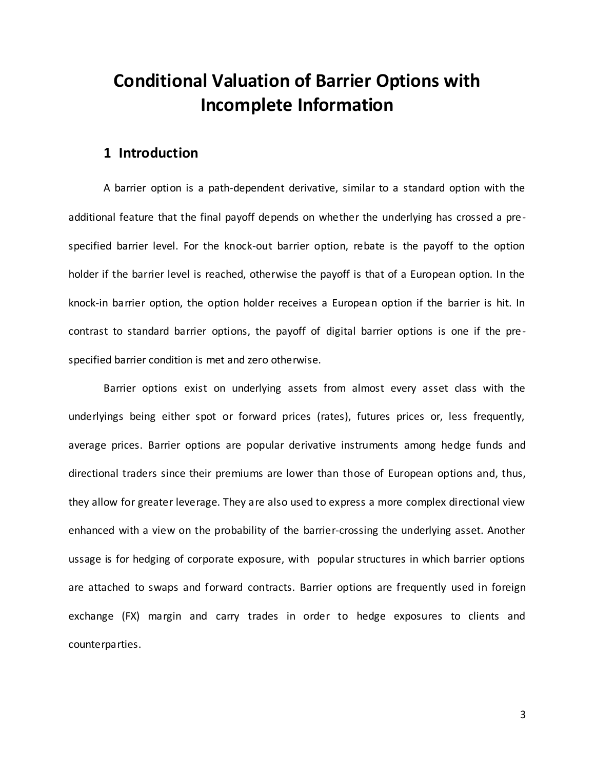# Conditional Valuation of Barrier Options with Incomplete Information

## 1 Introduction

A barrier option is a path-dependent derivative, similar to a standard option with the additional feature that the final payoff depends on whether the underlying has crossed a pre-specified barrier level. For the knock-out barrier option, rebate is the payoff to the option holder if the barrier level is reached, otherwise the payoff is that of a European option. In the knock-in barrier option, the option holder receives a European option if the barrier is hit. In contrast to standard barrier options, the payoff of digital barrier options is one if the pre-specified barrier condition is met and zero otherwise.

Barrier options exist on underlying assets from almost every asset class with the underlyings being either spot or forward prices (rates), futures prices or, less frequently, average prices. Barrier options are popular derivative instruments among hedge funds and directional traders since their premiums are lower than those of European options and, thus, they allow for greater leverage. They are also used to express a more complex directional view enhanced with a view on the probability of the barrier-crossing the underlying asset. Another ussage is for hedging of corporate exposure, with popular structures in which barrier options are attached to swaps and forward contracts. Barrier options are frequently used in foreign exchange (FX) margin and carry trades in order to hedge exposures to clients and counterparties.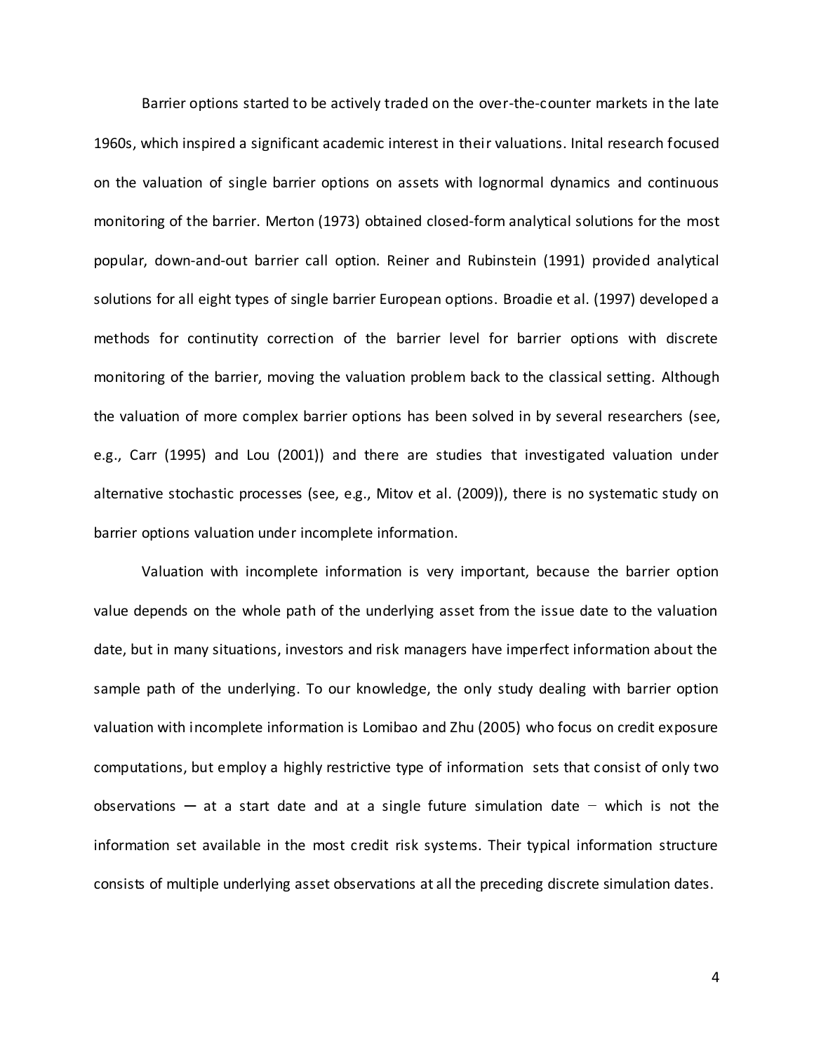Barrier options started to be actively traded on the over-the-counter markets in the late 1960s, which inspired a significant academic interest in their valuations. Inital research focused on the valuation of single barrier options on assets with lognormal dynamics and continuous monitoring of the barrier. Merton (1973) obtained closed-form analytical solutions for the most popular, down-and-out barrier call option. Reiner and Rubinstein (1991) provided analytical solutions for all eight types of single barrier European options. Broadie et al. (1997) developed a methods for continutity correction of the barrier level for barrier options with discrete monitoring of the barrier, moving the valuation problem back to the classical setting. Although the valuation of more complex barrier options has been solved in by several researchers (see, e.g., Carr (1995) and Lou (2001)) and there are studies that investigated valuation under alternative stochastic processes (see, e.g., Mitov et al. (2009)), there is no systematic study on barrier options valuation under incomplete information.

Valuation with incomplete information is very important, because the barrier option value depends on the whole path of the underlying asset from the issue date to the valuation date, but in many situations, investors and risk managers have imperfect information about the sample path of the underlying. To our knowledge, the only study dealing with barrier option valuation with incomplete information is Lomibao and Zhu (2005) who focus on credit exposure computations, but employ a highly restrictive type of information sets that consist of only two observations — at a start date and at a single future simulation date – which is not the information set available in the most credit risk systems. Their typical information structure consists of multiple underlying asset observations at all the preceding discrete simulation dates.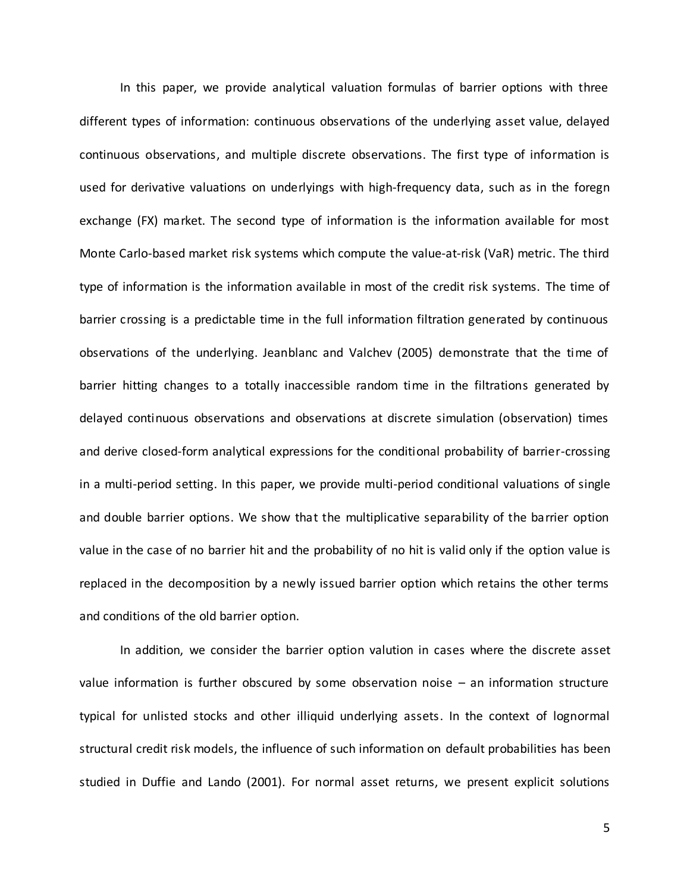In this paper, we provide analytical valuation formulas of barrier options with three different types of information: continuous observations of the underlying asset value, delayed continuous observations, and multiple discrete observations. The first type of information is used for derivative valuations on underlyings with high-frequency data, such as in the foregn exchange (FX) market. The second type of information is the information available for most Monte Carlo-based market risk systems which compute the value-at-risk (VaR) metric. The third type of information is the information available in most of the credit risk systems. The time of barrier crossing is a predictable time in the full information filtration generated by continuous observations of the underlying. Jeanblanc and Valchev (2005) demonstrate that the time of barrier hitting changes to a totally inaccessible random time in the filtrations generated by delayed continuous observations and observations at discrete simulation (observation) times and derive closed-form analytical expressions for the conditional probability of barrier-crossing in a multi-period setting. In this paper, we provide multi-period conditional valuations of single and double barrier options. We show that the multiplicative separability of the barrier option value in the case of no barrier hit and the probability of no hit is valid only if the option value is replaced in the decomposition by a newly issued barrier option which retains the other terms and conditions of the old barrier option.

In addition, we consider the barrier option valution in cases where the discrete asset value information is further obscured by some observation noise – an information structure typical for unlisted stocks and other illiquid underlying assets. In the context of lognormal structural credit risk models, the influence of such information on default probabilities has been studied in Duffie and Lando (2001). For normal asset returns, we present explicit solutions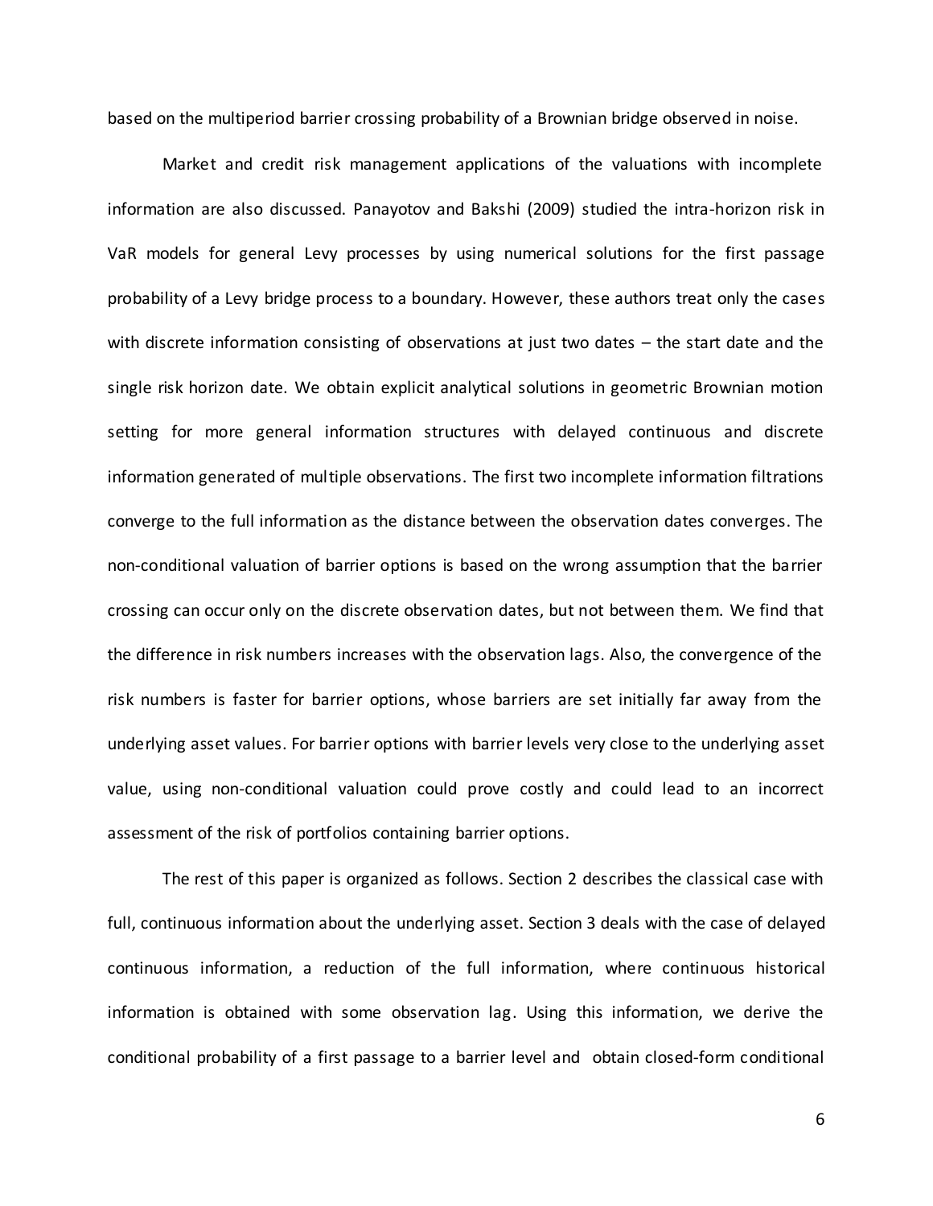based on the multiperiod barrier crossing probability of a Brownian bridge observed in noise.

Market and credit risk management applications of the valuations with incomplete information are also discussed. Panayotov and Bakshi (2009) studied the intra-horizon risk in VaR models for general Levy processes by using numerical solutions for the first passage probability of a Levy bridge process to a boundary. However, these authors treat only the cases with discrete information consisting of observations at just two dates – the start date and the single risk horizon date. We obtain explicit analytical solutions in geometric Brownian motion setting for more general information structures with delayed continuous and discrete information generated of multiple observations. The first two incomplete information filtrations converge to the full information as the distance between the observation dates converges. The non-conditional valuation of barrier options is based on the wrong assumption that the barrier crossing can occur only on the discrete observation dates, but not between them. We find that the difference in risk numbers increases with the observation lags. Also, the convergence of the risk numbers is faster for barrier options, whose barriers are set initially far away from the underlying asset values. For barrier options with barrier levels very close to the underlying asset value, using non-conditional valuation could prove costly and could lead to an incorrect assessment of the risk of portfolios containing barrier options.

The rest of this paper is organized as follows. Section 2 describes the classical case with full, continuous information about the underlying asset. Section 3 deals with the case of delayed continuous information, a reduction of the full information, where continuous historical information is obtained with some observation lag. Using this information, we derive the conditional probability of a first passage to a barrier level and obtain closed-form conditional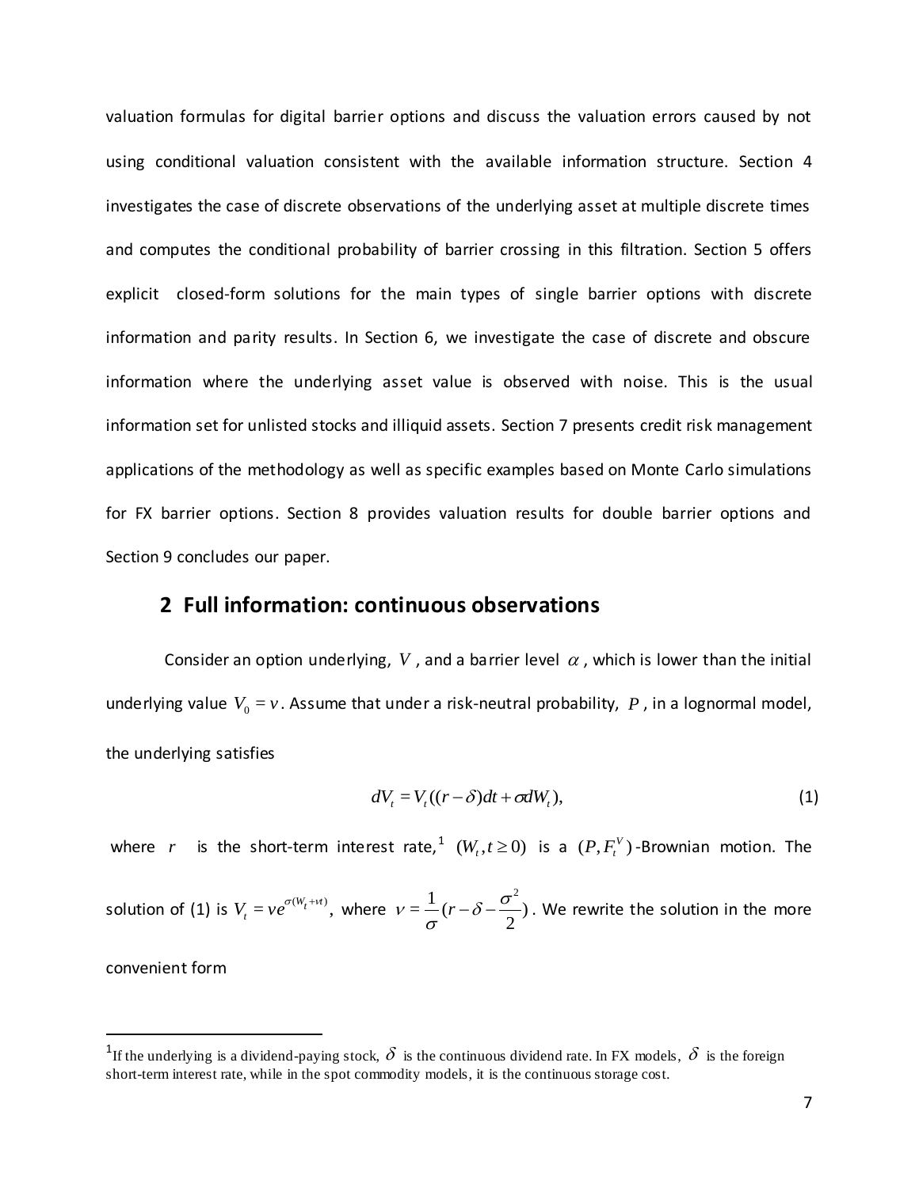valuation formulas for digital barrier options and discuss the valuation errors caused by not using conditional valuation consistent with the available information structure. Section 4 investigates the case of discrete observations of the underlying asset at multiple discrete times and computes the conditional probability of barrier crossing in this filtration. Section 5 offers explicit closed-form solutions for the main types of single barrier options with discrete information and parity results. In Section 6, we investigate the case of discrete and obscure information where the underlying asset value is observed with noise. This is the usual information set for unlisted stocks and illiquid assets. Section 7 presents credit risk management applications of the methodology as well as specific examples based on Monte Carlo simulations for FX barrier options. Section 8 provides valuation results for double barrier options and Section 9 concludes our paper.

## 2 Full information: continuous observations

Consider an option underlying, $V$, and a barrier level $\alpha$, which is lower than the initial underlying value $V_0 = v$. Assume that under a risk-neutral probability, $P$, in a lognormal model, the underlying satisfies

$$dV_t = V_t((r-\delta)dt + \sigma dW_t), \tag{1}$$

where $r$ is the short-term interest rate,[1] $(W_t, t \geq 0)$ is a $(P, F_t^V)$-Brownian motion. The solution of (1) is $V_t = ve^{\sigma(W_t + \nu t)}$, where $\nu = \frac{1}{\sigma}(r - \delta - \frac{\sigma^2}{2})$. We rewrite the solution in the more convenient form

---

[1] If the underlying is a dividend-paying stock, $\delta$ is the continuous dividend rate. In FX models, $\delta$ is the foreign short-term interest rate, while in the spot commodity models, it is the continuous storage cost.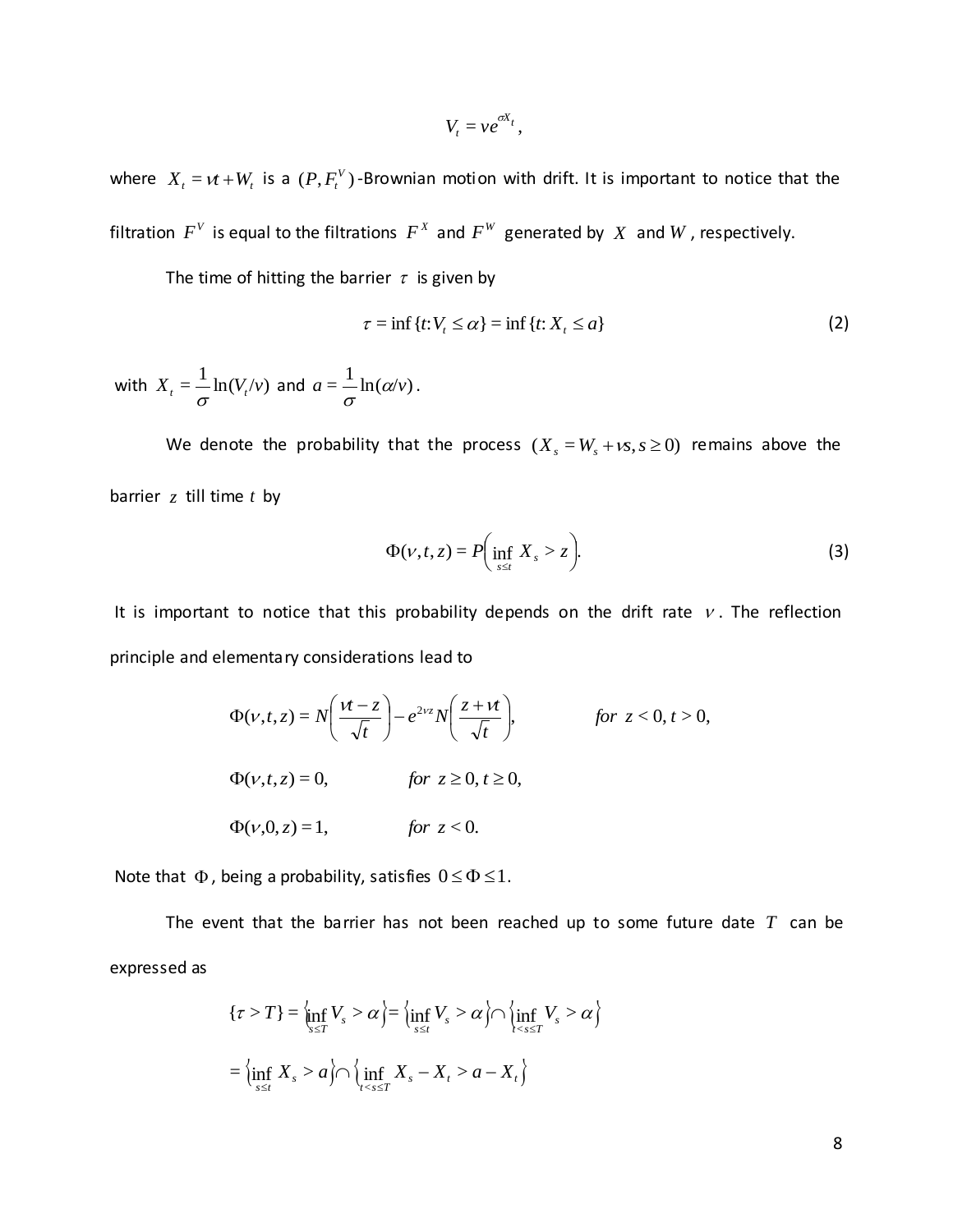$$V_t = ve^{\sigma X_t},$$

where $X_t = \nu t + W_t$ is a $(P, F_t^V)$-Brownian motion with drift. It is important to notice that the filtration $F^V$ is equal to the filtrations $F^X$ and $F^W$ generated by $X$ and $W$, respectively.

The time of hitting the barrier $\tau$ is given by

$$\tau = \inf\{t: V_t \le \alpha\} = \inf\{t: X_t \le a\} \tag{2}$$

with $X_t = \dfrac{1}{\sigma}\ln(V_t/v)$ and $a = \dfrac{1}{\sigma}\ln(\alpha/v)$.

We denote the probability that the process $(X_s = W_s + \nu s, s \ge 0)$ remains above the barrier $z$ till time $t$ by

$$\Phi(\nu, t, z) = P\left(\inf_{s \le t} X_s > z\right). \tag{3}$$

It is important to notice that this probability depends on the drift rate $\nu$. The reflection principle and elementary considerations lead to

$$\Phi(\nu, t, z) = N\left(\frac{\nu t - z}{\sqrt{t}}\right) - e^{2\nu z} N\left(\frac{z + \nu t}{\sqrt{t}}\right), \qquad \text{for } z < 0, t > 0,$$

$$\Phi(\nu, t, z) = 0, \qquad \text{for } z \ge 0, t \ge 0,$$

$$\Phi(\nu, 0, z) = 1, \qquad \text{for } z < 0.$$

Note that $\Phi$, being a probability, satisfies $0 \le \Phi \le 1$.

The event that the barrier has not been reached up to some future date $T$ can be expressed as

$$\{\tau > T\} = \left\{\inf_{s \le T} V_s > \alpha\right\} = \left\{\inf_{s \le t} V_s > \alpha\right\} \cap \left\{\inf_{t < s \le T} V_s > \alpha\right\}$$

$$= \left\{\inf_{s \le t} X_s > a\right\} \cap \left\{\inf_{t < s \le T} X_s - X_t > a - X_t\right\}$$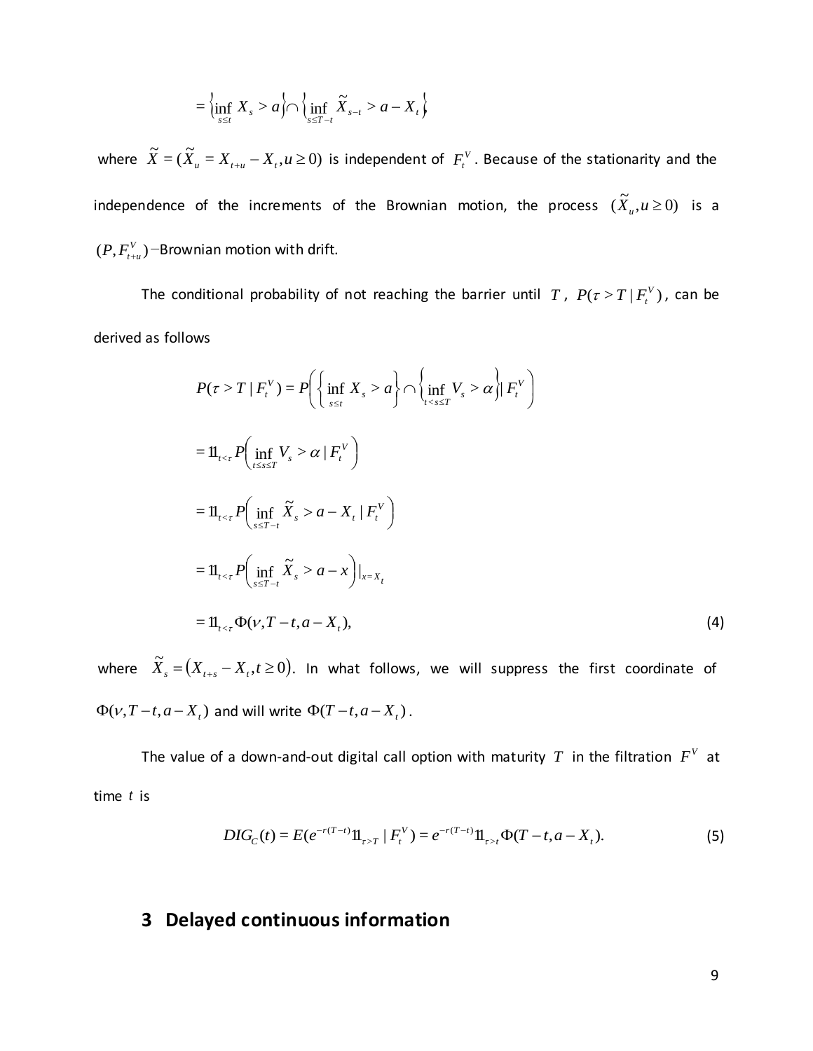$$= \left\{ \inf_{s \le t} X_s > a \right\} \cap \left\{ \inf_{s \le T-t} \tilde{X}_{s-t} > a - X_t \right\}$$

where $\tilde{X} = (\tilde{X}_u = X_{t+u} - X_t, u \ge 0)$ is independent of $F_t^V$. Because of the stationarity and the independence of the increments of the Brownian motion, the process $(\tilde{X}_u, u \ge 0)$ is a $(P, F_{t+u}^V)$−Brownian motion with drift.

The conditional probability of not reaching the barrier until $T$, $P(\tau > T \mid F_t^V)$, can be derived as follows

$$P(\tau > T \mid F_t^V) = P\left( \left\{ \inf_{s \le t} X_s > a \right\} \cap \left\{ \inf_{t < s \le T} V_s > \alpha \right\} \mid F_t^V \right)$$

$$= 1\!\!1_{t<\tau} P\left( \inf_{t \le s \le T} V_s > \alpha \mid F_t^V \right)$$

$$= 1\!\!1_{t<\tau} P\left( \inf_{s \le T-t} \tilde{X}_s > a - X_t \mid F_t^V \right)$$

$$= 1\!\!1_{t<\tau} P\left( \inf_{s \le T-t} \tilde{X}_s > a - x \right)\Big|_{x = X_t}$$

$$= 1\!\!1_{t<\tau} \Phi(\nu, T-t, a - X_t), \tag{4}$$

where $\tilde{X}_s = \left( X_{t+s} - X_t, t \ge 0 \right)$. In what follows, we will suppress the first coordinate of $\Phi(\nu, T-t, a-X_t)$ and will write $\Phi(T-t, a-X_t)$.

The value of a down-and-out digital call option with maturity $T$ in the filtration $F^V$ at time $t$ is

$$DIG_C(t) = E(e^{-r(T-t)} 1\!\!1_{\tau > T} \mid F_t^V) = e^{-r(T-t)} 1\!\!1_{\tau > t} \Phi(T-t, a - X_t). \tag{5}$$

## 3 Delayed continuous information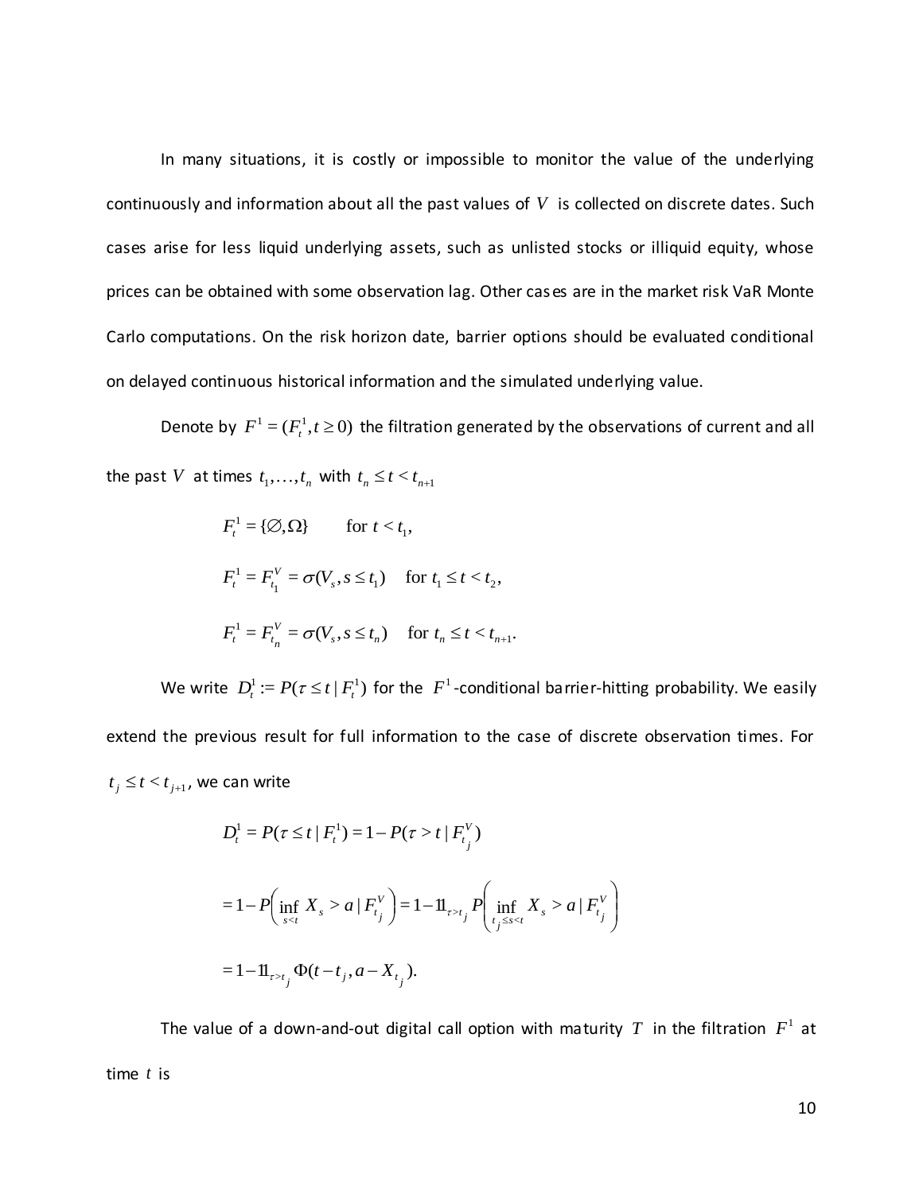In many situations, it is costly or impossible to monitor the value of the underlying continuously and information about all the past values of $V$ is collected on discrete dates. Such cases arise for less liquid underlying assets, such as unlisted stocks or illiquid equity, whose prices can be obtained with some observation lag. Other cases are in the market risk VaR Monte Carlo computations. On the risk horizon date, barrier options should be evaluated conditional on delayed continuous historical information and the simulated underlying value.

Denote by $F^1 = (F_t^1, t \geq 0)$ the filtration generated by the observations of current and all the past $V$ at times $t_1, \ldots, t_n$ with $t_n \leq t < t_{n+1}$

$$F_t^1 = \{\varnothing, \Omega\} \qquad \text{for } t < t_1,$$

$$F_t^1 = F_{t_1}^V = \sigma(V_s, s \leq t_1) \quad \text{for } t_1 \leq t < t_2,$$

$$F_t^1 = F_{t_n}^V = \sigma(V_s, s \leq t_n) \quad \text{for } t_n \leq t < t_{n+1}.$$

We write $D_t^1 := P(\tau \leq t \mid F_t^1)$ for the $F^1$-conditional barrier-hitting probability. We easily extend the previous result for full information to the case of discrete observation times. For $t_j \leq t < t_{j+1}$, we can write

$$D_t^1 = P(\tau \leq t \mid F_t^1) = 1 - P(\tau > t \mid F_{t_j}^V)$$

$$= 1 - P\left(\inf_{s<t} X_s > a \mid F_{t_j}^V\right) = 1 - 1\!\!1_{\tau > t_j} P\left(\inf_{t_j \leq s < t} X_s > a \mid F_{t_j}^V\right)$$

$$= 1 - 1\!\!1_{\tau > t_j} \Phi(t - t_j, a - X_{t_j}).$$

The value of a down-and-out digital call option with maturity $T$ in the filtration $F^1$ at time $t$ is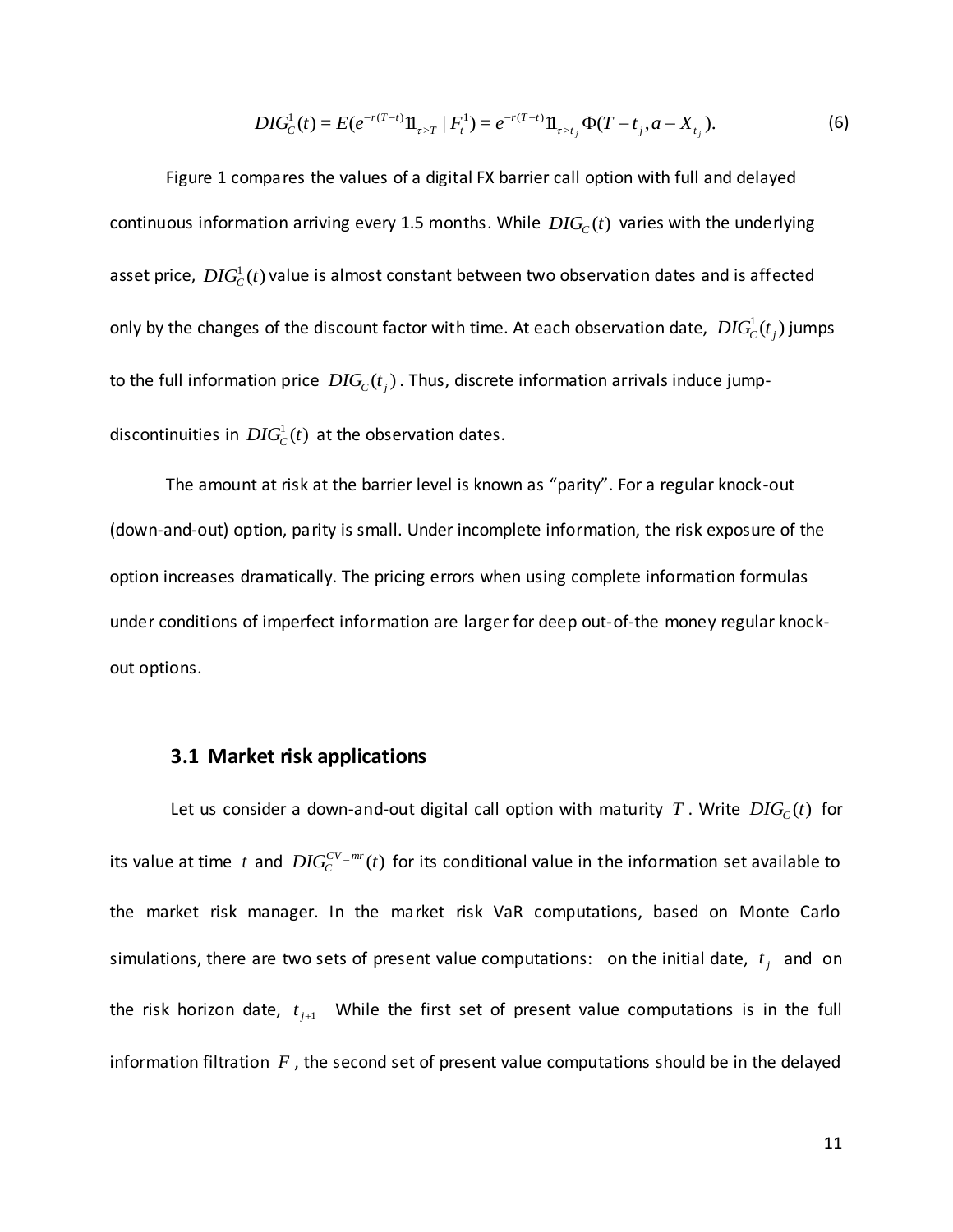$$DIG_C^1(t) = E(e^{-r(T-t)} 1\!\!1_{\tau > T} \mid F_t^1) = e^{-r(T-t)} 1\!\!1_{\tau > t_j} \Phi(T - t_j, a - X_{t_j}). \tag{6}$$

Figure 1 compares the values of a digital FX barrier call option with full and delayed continuous information arriving every 1.5 months. While $DIG_C(t)$ varies with the underlying asset price, $DIG_C^1(t)$ value is almost constant between two observation dates and is affected only by the changes of the discount factor with time. At each observation date, $DIG_C^1(t_j)$ jumps to the full information price $DIG_C(t_j)$. Thus, discrete information arrivals induce jump-discontinuities in $DIG_C^1(t)$ at the observation dates.

The amount at risk at the barrier level is known as "parity". For a regular knock-out (down-and-out) option, parity is small. Under incomplete information, the risk exposure of the option increases dramatically. The pricing errors when using complete information formulas under conditions of imperfect information are larger for deep out-of-the money regular knock-out options.

### 3.1 Market risk applications

Let us consider a down-and-out digital call option with maturity $T$. Write $DIG_C(t)$ for its value at time $t$ and $DIG_C^{CV\_mr}(t)$ for its conditional value in the information set available to the market risk manager. In the market risk VaR computations, based on Monte Carlo simulations, there are two sets of present value computations: on the initial date, $t_j$ and on the risk horizon date, $t_{j+1}$ While the first set of present value computations is in the full information filtration $F$, the second set of present value computations should be in the delayed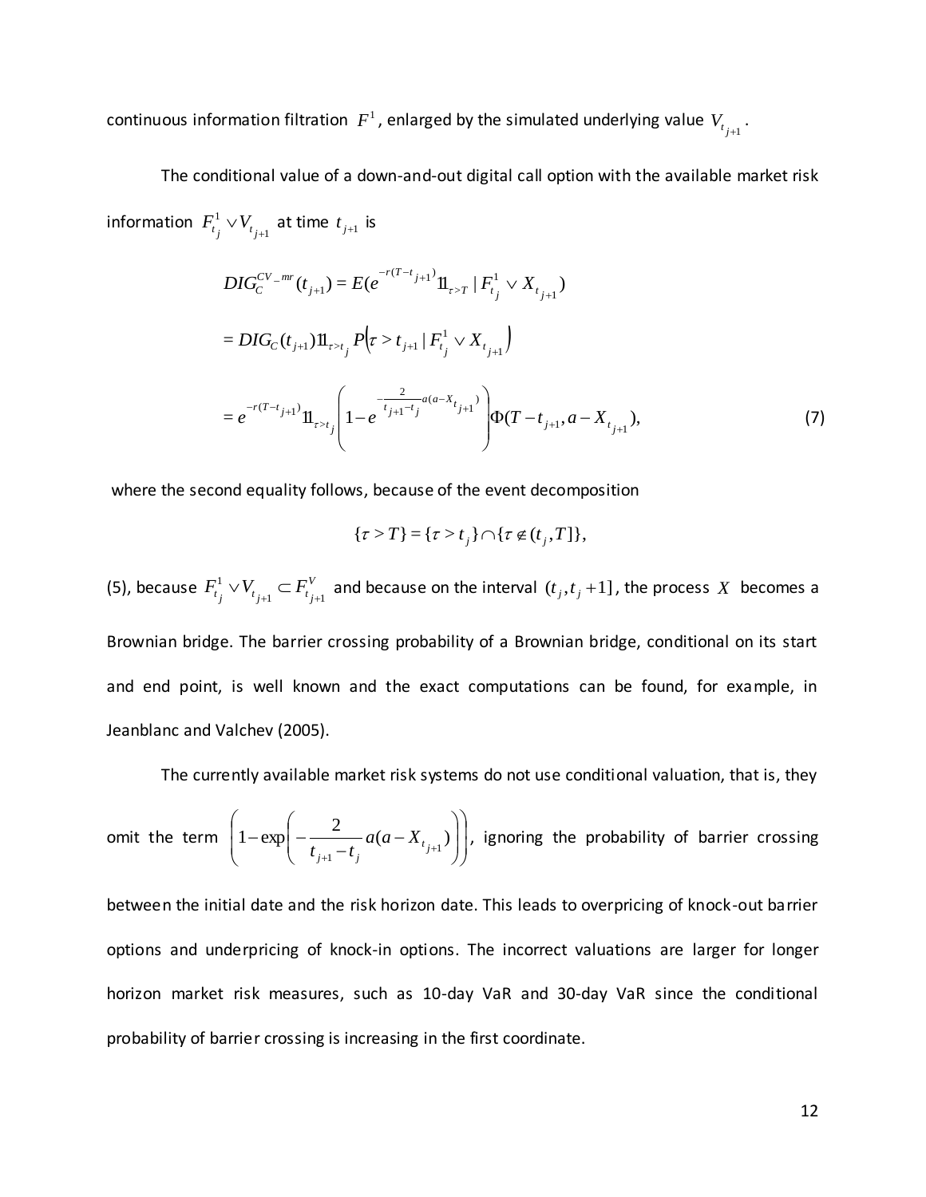continuous information filtration $F^1$, enlarged by the simulated underlying value $V_{t_{j+1}}$.

The conditional value of a down-and-out digital call option with the available market risk information $F^1_{t_j} \vee V_{t_{j+1}}$ at time $t_{j+1}$ is

$$
\begin{aligned}
DIG_C^{CV-mr}(t_{j+1}) &= E(e^{-r(T-t_{j+1})} 1\!\!1_{\tau > T} \mid F^1_{t_j} \vee X_{t_{j+1}}) \\
&= DIG_C(t_{j+1}) 1\!\!1_{\tau > t_j} P\left(\tau > t_{j+1} \mid F^1_{t_j} \vee X_{t_{j+1}}\right) \\
&= e^{-r(T-t_{j+1})} 1\!\!1_{\tau > t_j} \left(1 - e^{-\frac{2}{t_{j+1}-t_j} a(a - X_{t_{j+1}})}\right) \Phi(T - t_{j+1}, a - X_{t_{j+1}}),
\end{aligned}
\tag{7}
$$

where the second equality follows, because of the event decomposition

$$
\{\tau > T\} = \{\tau > t_j\} \cap \{\tau \notin (t_j, T]\},
$$

(5), because $F^1_{t_j} \vee V_{t_{j+1}} \subset F^V_{t_{j+1}}$ and because on the interval $(t_j, t_j + 1]$, the process $X$ becomes a Brownian bridge. The barrier crossing probability of a Brownian bridge, conditional on its start and end point, is well known and the exact computations can be found, for example, in Jeanblanc and Valchev (2005).

The currently available market risk systems do not use conditional valuation, that is, they omit the term $\left(1 - \exp\left(-\frac{2}{t_{j+1} - t_j} a(a - X_{t_{j+1}})\right)\right)$, ignoring the probability of barrier crossing between the initial date and the risk horizon date. This leads to overpricing of knock-out barrier options and underpricing of knock-in options. The incorrect valuations are larger for longer horizon market risk measures, such as 10-day VaR and 30-day VaR since the conditional probability of barrier crossing is increasing in the first coordinate.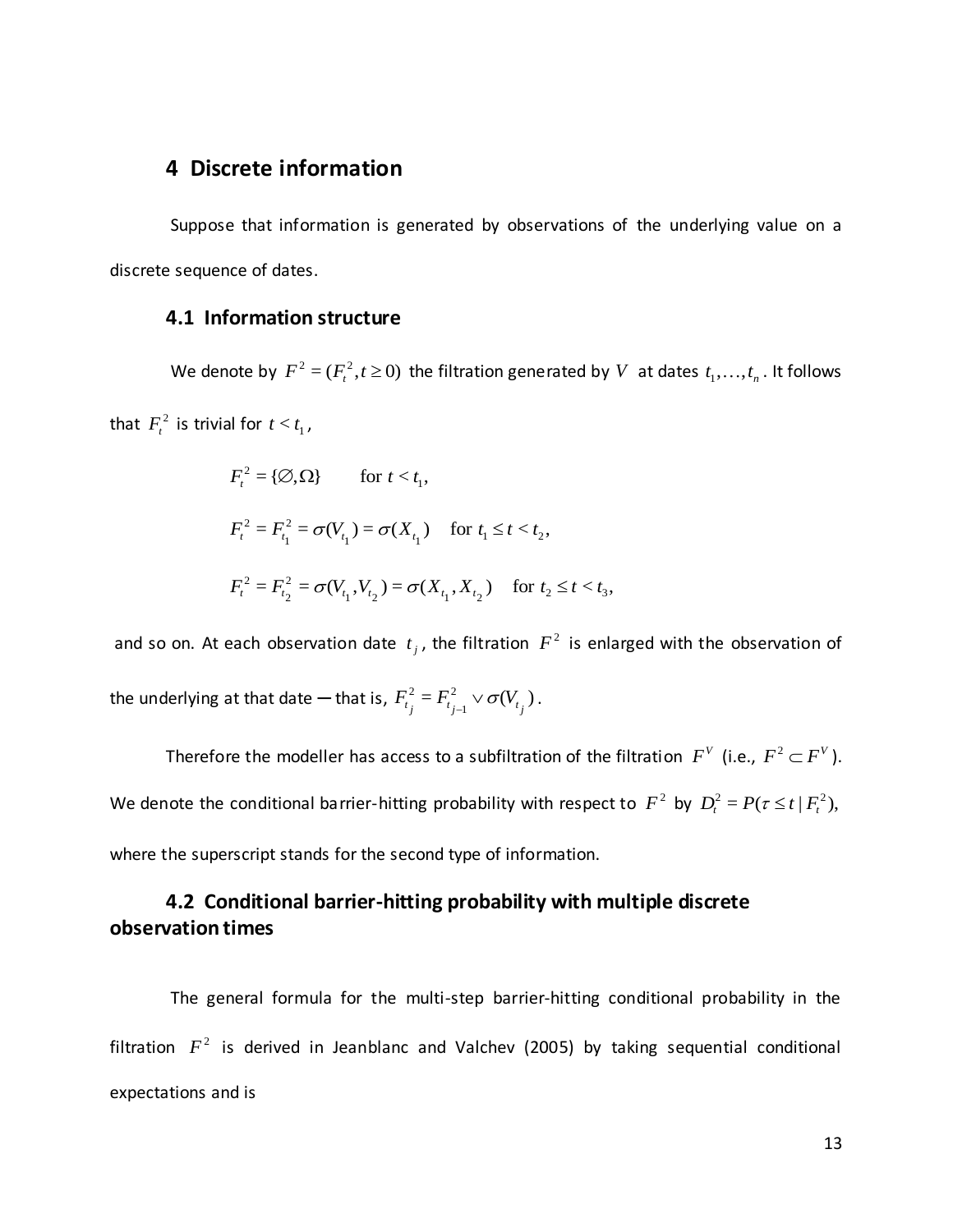## 4 Discrete information

Suppose that information is generated by observations of the underlying value on a discrete sequence of dates.

### 4.1 Information structure

We denote by $F^2 = (F_t^2, t \geq 0)$ the filtration generated by $V$ at dates $t_1, \ldots, t_n$. It follows that $F_t^2$ is trivial for $t < t_1$,

$$F_t^2 = \{\emptyset, \Omega\} \qquad \text{for } t < t_1,$$

$$F_t^2 = F_{t_1}^2 = \sigma(V_{t_1}) = \sigma(X_{t_1}) \quad \text{for } t_1 \leq t < t_2,$$

$$F_t^2 = F_{t_2}^2 = \sigma(V_{t_1}, V_{t_2}) = \sigma(X_{t_1}, X_{t_2}) \quad \text{for } t_2 \leq t < t_3,$$

and so on. At each observation date $t_j$, the filtration $F^2$ is enlarged with the observation of the underlying at that date — that is, $F_{t_j}^2 = F_{t_{j-1}}^2 \vee \sigma(V_{t_j})$.

Therefore the modeller has access to a subfiltration of the filtration $F^V$ (i.e., $F^2 \subset F^V$). We denote the conditional barrier-hitting probability with respect to $F^2$ by $D_t^2 = P(\tau \leq t \mid F_t^2)$, where the superscript stands for the second type of information.

### 4.2 Conditional barrier-hitting probability with multiple discrete observation times

The general formula for the multi-step barrier-hitting conditional probability in the filtration $F^2$ is derived in Jeanblanc and Valchev (2005) by taking sequential conditional expectations and is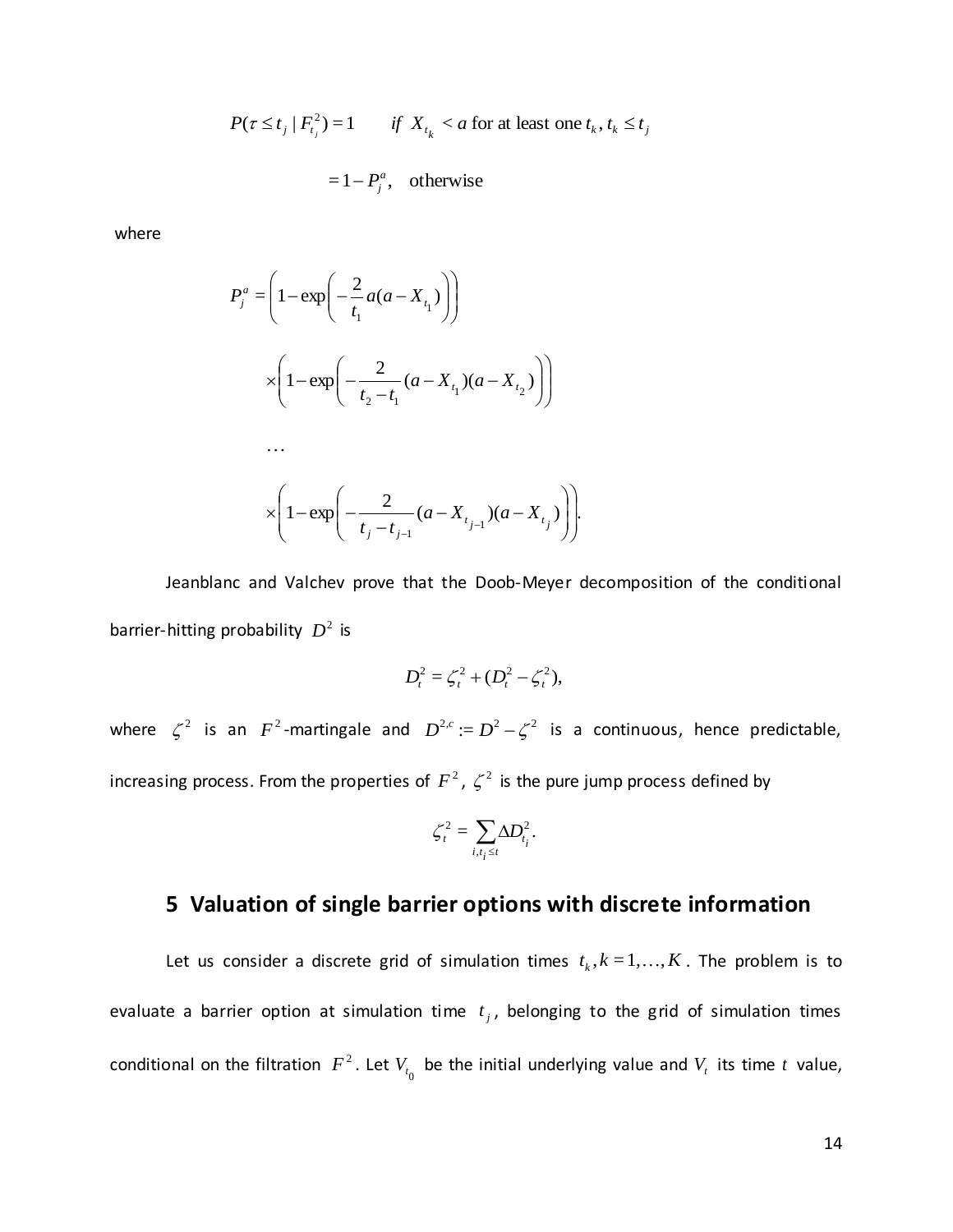$$P(\tau \le t_j \mid F_{t_j}^2) = 1 \qquad \text{if } X_{t_k} < a \text{ for at least one } t_k, t_k \le t_j$$

$$= 1 - P_j^a, \quad \text{otherwise}$$

where

$$P_j^a = \left(1 - \exp\left(-\frac{2}{t_1} a(a - X_{t_1})\right)\right)$$

$$\times \left(1 - \exp\left(-\frac{2}{t_2 - t_1}(a - X_{t_1})(a - X_{t_2})\right)\right)$$

$$\ldots$$

$$\times \left(1 - \exp\left(-\frac{2}{t_j - t_{j-1}}(a - X_{t_{j-1}})(a - X_{t_j})\right)\right).$$

Jeanblanc and Valchev prove that the Doob-Meyer decomposition of the conditional barrier-hitting probability $D^2$ is

$$D_t^2 = \zeta_t^2 + (D_t^2 - \zeta_t^2),$$

where $\zeta^2$ is an $F^2$-martingale and $D^{2,c} := D^2 - \zeta^2$ is a continuous, hence predictable, increasing process. From the properties of $F^2$, $\zeta^2$ is the pure jump process defined by

$$\zeta_t^2 = \sum_{i, t_i \le t} \Delta D_{t_i}^2.$$

## 5 Valuation of single barrier options with discrete information

Let us consider a discrete grid of simulation times $t_k, k = 1, \ldots, K$. The problem is to evaluate a barrier option at simulation time $t_j$, belonging to the grid of simulation times conditional on the filtration $F^2$. Let $V_{t_0}$ be the initial underlying value and $V_t$ its time $t$ value,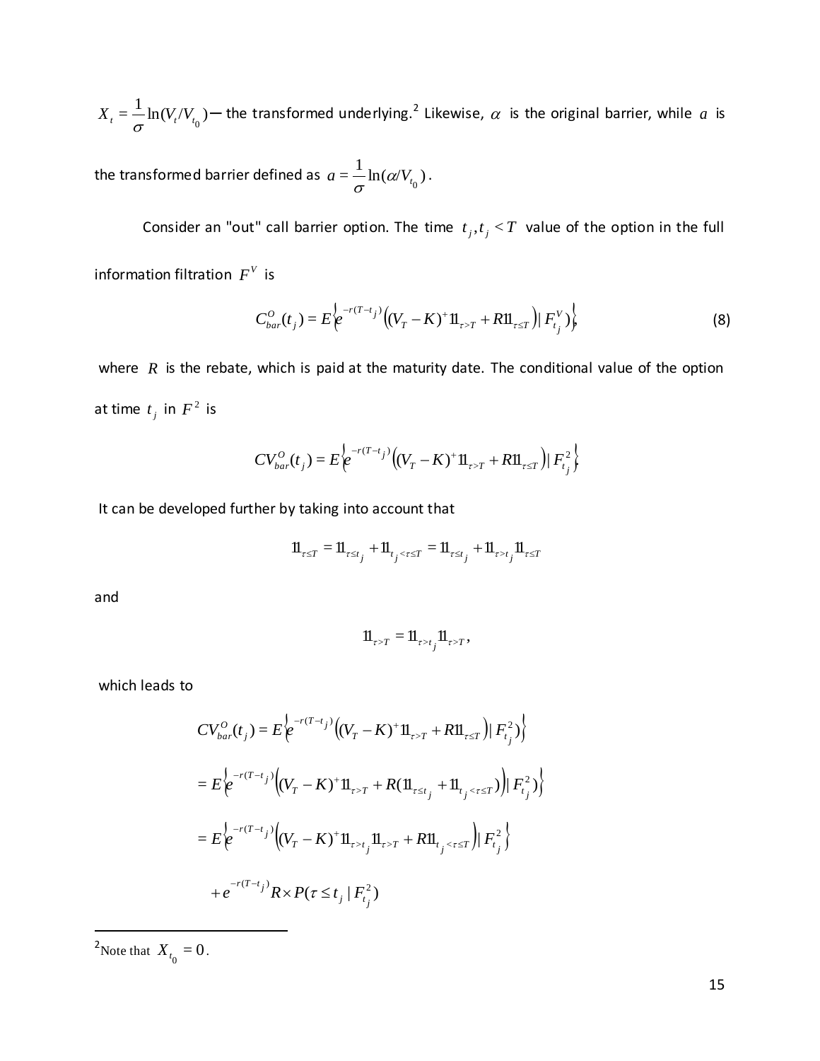$X_t = \frac{1}{\sigma}\ln(V_t/V_{t_0})$ — the transformed underlying.[2] Likewise, $\alpha$ is the original barrier, while $a$ is the transformed barrier defined as $a = \frac{1}{\sigma}\ln(\alpha/V_{t_0})$.

Consider an "out" call barrier option. The time $t_j, t_j < T$ value of the option in the full information filtration $F^V$ is

$$C^O_{bar}(t_j) = E\left\{e^{-r(T-t_j)}\left((V_T - K)^+ 1\!\!1_{\tau > T} + R1\!\!1_{\tau \le T}\right) | F^V_{t_j})\right\}, \tag{8}$$

where $R$ is the rebate, which is paid at the maturity date. The conditional value of the option at time $t_j$ in $F^2$ is

$$CV^O_{bar}(t_j) = E\left\{e^{-r(T-t_j)}\left((V_T - K)^+ 1\!\!1_{\tau > T} + R1\!\!1_{\tau \le T}\right) | F^2_{t_j}\right\}$$

It can be developed further by taking into account that

$$1\!\!1_{\tau \le T} = 1\!\!1_{\tau \le t_j} + 1\!\!1_{t_j < \tau \le T} = 1\!\!1_{\tau \le t_j} + 1\!\!1_{\tau > t_j} 1\!\!1_{\tau \le T}$$

and

$$1\!\!1_{\tau > T} = 1\!\!1_{\tau > t_j} 1\!\!1_{\tau > T},$$

which leads to

$$CV^O_{bar}(t_j) = E\left\{e^{-r(T-t_j)}\left((V_T - K)^+ 1\!\!1_{\tau > T} + R1\!\!1_{\tau \le T}\right) | F^2_{t_j})\right\}$$

$$= E\left\{e^{-r(T-t_j)}\left((V_T - K)^+ 1\!\!1_{\tau > T} + R(1\!\!1_{\tau \le t_j} + 1\!\!1_{t_j < \tau \le T})\right) | F^2_{t_j})\right\}$$

$$= E\left\{e^{-r(T-t_j)}\left((V_T - K)^+ 1\!\!1_{\tau > t_j} 1\!\!1_{\tau > T} + R1\!\!1_{t_j < \tau \le T}\right) | F^2_{t_j}\right\}$$

$$+ e^{-r(T-t_j)} R \times P(\tau \le t_j \mid F^2_{t_j})$$

---

[2] Note that $X_{t_0} = 0$.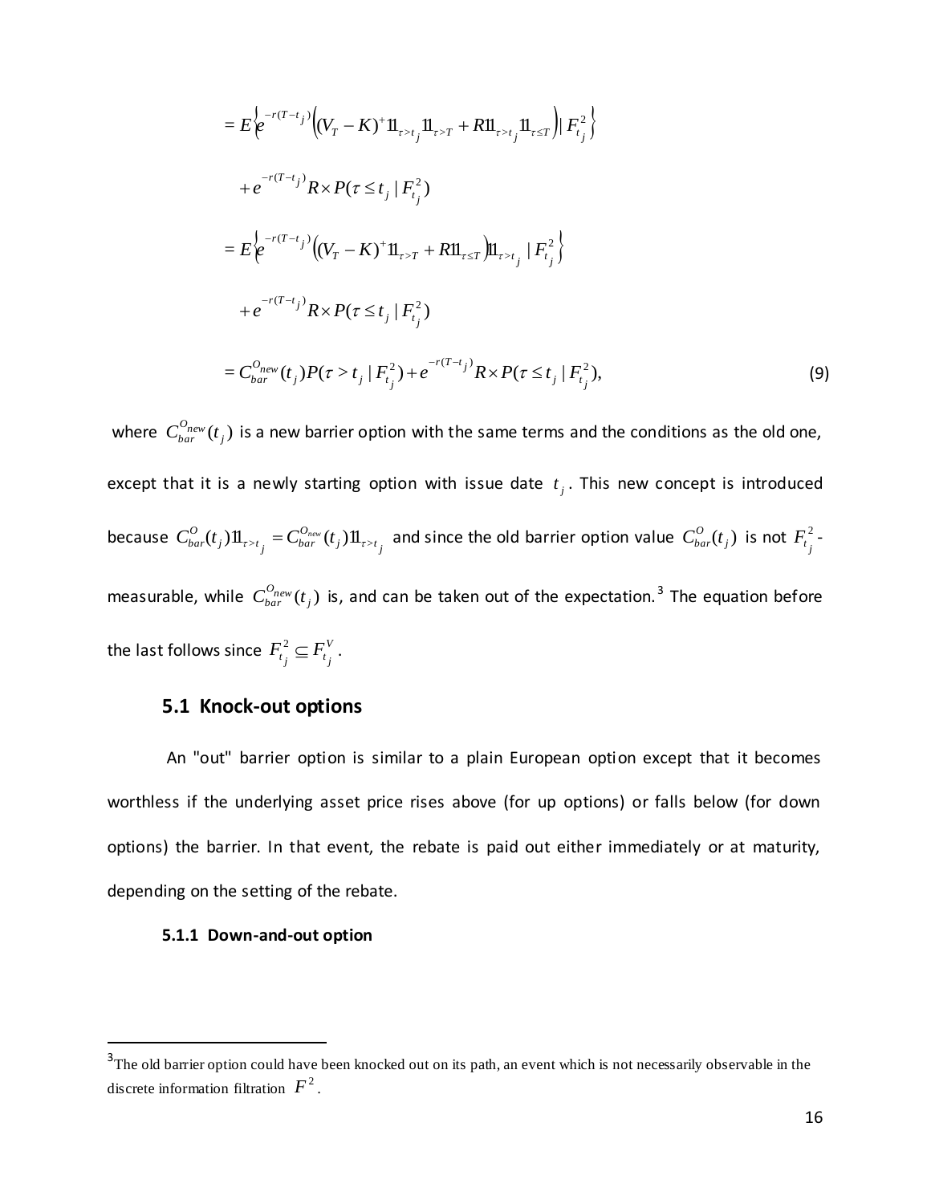$$
\begin{aligned}
&= E\left\{e^{-r(T-t_j)}\left((V_T - K)^+ 1\!\!1_{\tau>t_j} 1\!\!1_{\tau>T} + R 1\!\!1_{\tau>t_j} 1\!\!1_{\tau\le T}\right) | F_{t_j}^2\right\} \\
&\quad + e^{-r(T-t_j)} R \times P(\tau \le t_j \mid F_{t_j}^2) \\
&= E\left\{e^{-r(T-t_j)}\left((V_T - K)^+ 1\!\!1_{\tau>T} + R 1\!\!1_{\tau\le T}\right) 1\!\!1_{\tau>t_j} \mid F_{t_j}^2\right\} \\
&\quad + e^{-r(T-t_j)} R \times P(\tau \le t_j \mid F_{t_j}^2) \\
&= C_{bar}^{O_{new}}(t_j) P(\tau > t_j \mid F_{t_j}^2) + e^{-r(T-t_j)} R \times P(\tau \le t_j \mid F_{t_j}^2),
\end{aligned} \tag{9}
$$

where $C_{bar}^{O_{new}}(t_j)$ is a new barrier option with the same terms and the conditions as the old one, except that it is a newly starting option with issue date $t_j$. This new concept is introduced because $C_{bar}^{O}(t_j) 1\!\!1_{\tau>t_j} = C_{bar}^{O_{new}}(t_j) 1\!\!1_{\tau>t_j}$ and since the old barrier option value $C_{bar}^{O}(t_j)$ is not $F_{t_j}^2$-measurable, while $C_{bar}^{O_{new}}(t_j)$ is, and can be taken out of the expectation.[3] The equation before the last follows since $F_{t_j}^2 \subseteq F_{t_j}^V$.

## 5.1 Knock-out options

An "out" barrier option is similar to a plain European option except that it becomes worthless if the underlying asset price rises above (for up options) or falls below (for down options) the barrier. In that event, the rebate is paid out either immediately or at maturity, depending on the setting of the rebate.

### 5.1.1 Down-and-out option

[3] The old barrier option could have been knocked out on its path, an event which is not necessarily observable in the discrete information filtration $F^2$.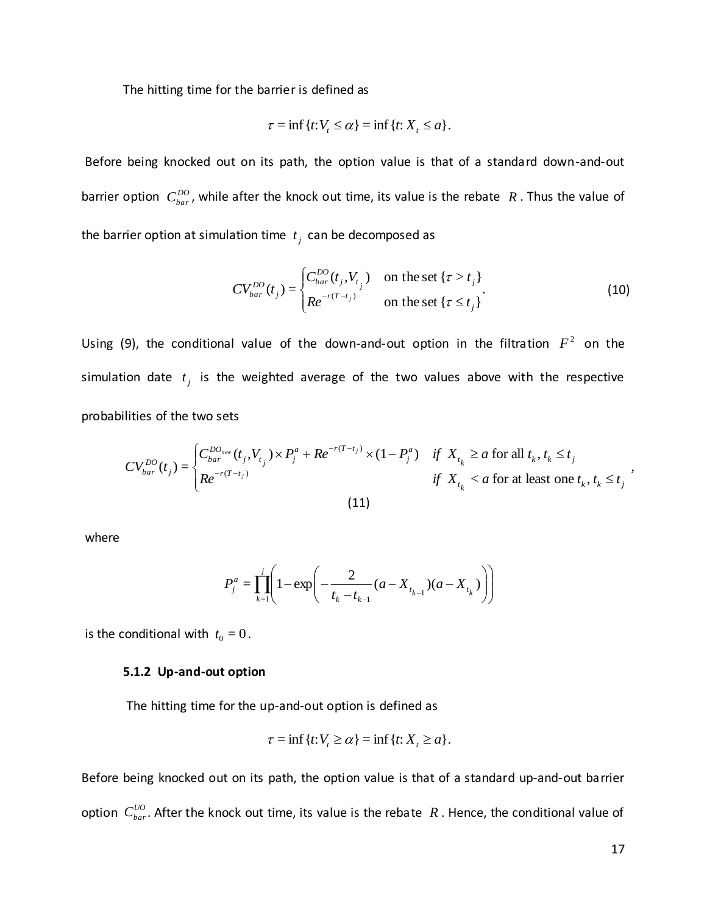The hitting time for the barrier is defined as

$$\tau = \inf\{t{:}V_t \le \alpha\} = \inf\{t{:}\ X_t \le a\}.$$

Before being knocked out on its path, the option value is that of a standard down-and-out barrier option $C_{bar}^{DO}$, while after the knock out time, its value is the rebate $R$. Thus the value of the barrier option at simulation time $t_j$ can be decomposed as

$$CV_{bar}^{DO}(t_j) = \begin{cases} C_{bar}^{DO}(t_j, V_{t_j}) & \text{on the set } \{\tau > t_j\} \\ Re^{-r(T-t_j)} & \text{on the set } \{\tau \le t_j\} \end{cases}. \tag{10}$$

Using (9), the conditional value of the down-and-out option in the filtration $F^2$ on the simulation date $t_j$ is the weighted average of the two values above with the respective probabilities of the two sets

$$CV_{bar}^{DO}(t_j) = \begin{cases} C_{bar}^{DO_{new}}(t_j, V_{t_j}) \times P_j^a + Re^{-r(T-t_j)} \times (1-P_j^a) & if\ X_{t_k} \ge a \text{ for all } t_k, t_k \le t_j \\ Re^{-r(T-t_j)} & if\ X_{t_k} < a \text{ for at least one } t_k, t_k \le t_j \end{cases}, \tag{11}$$

where

$$P_j^a = \prod_{k=1}^{j} \left( 1 - \exp\left( -\frac{2}{t_k - t_{k-1}} (a - X_{t_{k-1}})(a - X_{t_k}) \right) \right)$$

is the conditional with $t_0 = 0$.

### 5.1.2 Up-and-out option

The hitting time for the up-and-out option is defined as

$$\tau = \inf\{t{:}V_t \ge \alpha\} = \inf\{t{:}\ X_t \ge a\}.$$

Before being knocked out on its path, the option value is that of a standard up-and-out barrier option $C_{bar}^{UO}$. After the knock out time, its value is the rebate $R$. Hence, the conditional value of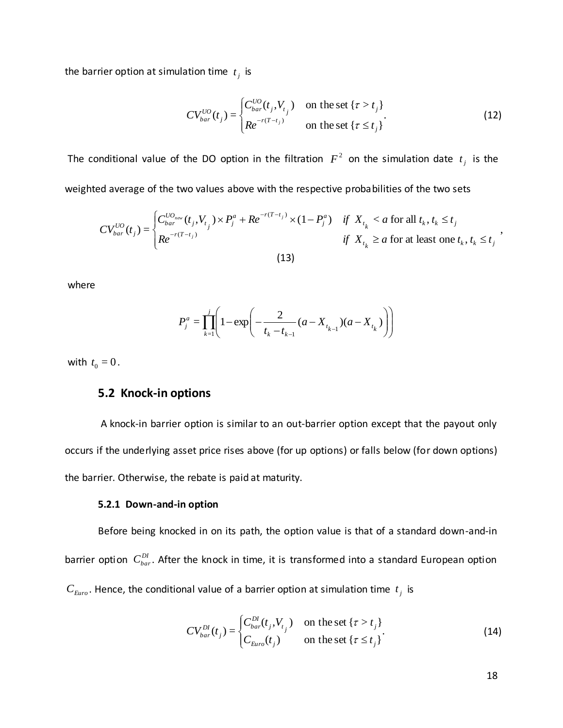the barrier option at simulation time $t_j$ is

$$CV_{bar}^{UO}(t_j) = \begin{cases} C_{bar}^{UO}(t_j, V_{t_j}) & \text{on the set } \{\tau > t_j\} \\ Re^{-r(T-t_j)} & \text{on the set } \{\tau \le t_j\} \end{cases}. \tag{12}$$

The conditional value of the DO option in the filtration $F^2$ on the simulation date $t_j$ is the weighted average of the two values above with the respective probabilities of the two sets

$$CV_{bar}^{UO}(t_j) = \begin{cases} C_{bar}^{UO_{new}}(t_j, V_{t_j}) \times P_j^a + Re^{-r(T-t_j)} \times (1 - P_j^a) & \text{if } X_{t_k} < a \text{ for all } t_k, t_k \le t_j \\ Re^{-r(T-t_j)} & \text{if } X_{t_k} \ge a \text{ for at least one } t_k, t_k \le t_j \end{cases}, \tag{13}$$

where

$$P_j^a = \prod_{k=1}^{j} \left( 1 - \exp\left( -\frac{2}{t_k - t_{k-1}} (a - X_{t_{k-1}})(a - X_{t_k}) \right) \right)$$

with $t_0 = 0$.

## 5.2 Knock-in options

A knock-in barrier option is similar to an out-barrier option except that the payout only occurs if the underlying asset price rises above (for up options) or falls below (for down options) the barrier. Otherwise, the rebate is paid at maturity.

### 5.2.1 Down-and-in option

Before being knocked in on its path, the option value is that of a standard down-and-in barrier option $C_{bar}^{DI}$. After the knock in time, it is transformed into a standard European option $C_{Euro}$. Hence, the conditional value of a barrier option at simulation time $t_j$ is

$$CV_{bar}^{DI}(t_j) = \begin{cases} C_{bar}^{DI}(t_j, V_{t_j}) & \text{on the set } \{\tau > t_j\} \\ C_{Euro}(t_j) & \text{on the set } \{\tau \le t_j\} \end{cases}. \tag{14}$$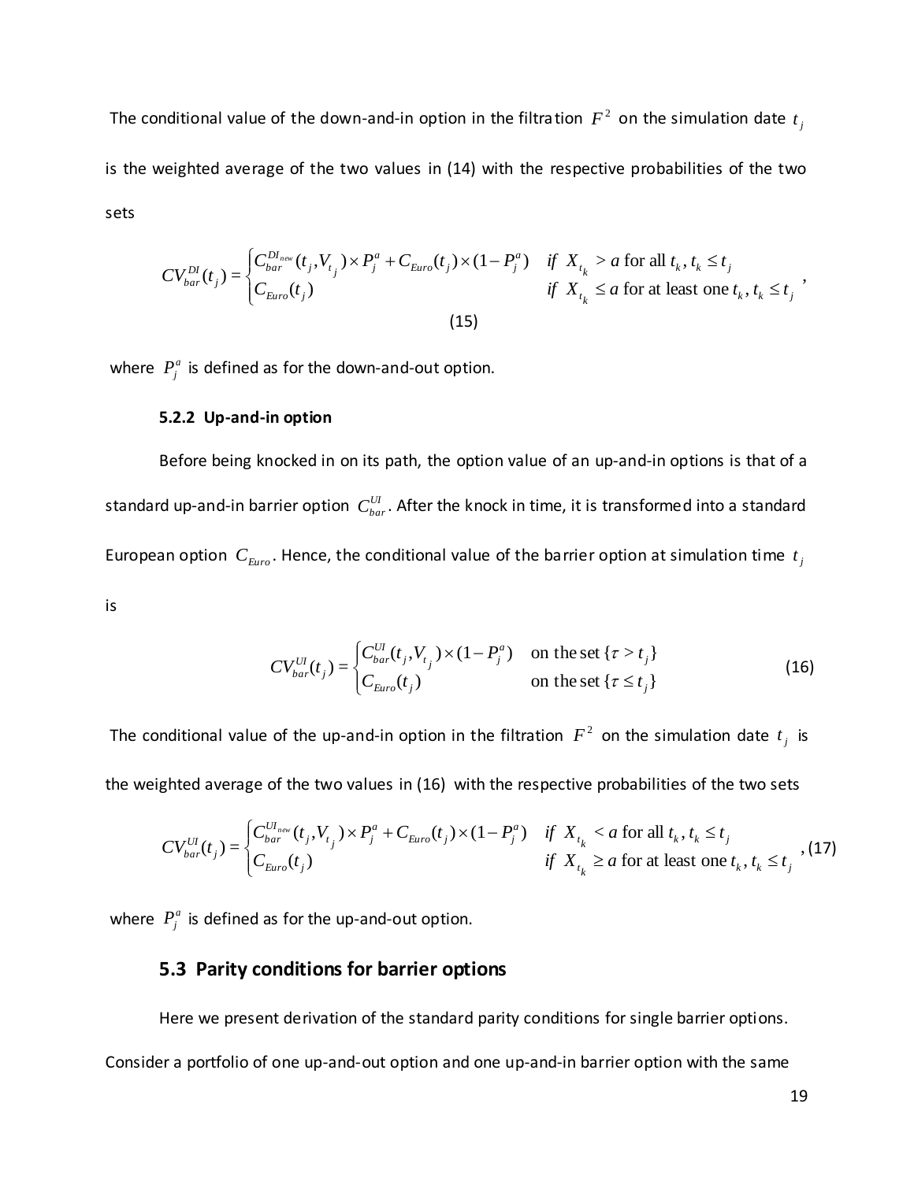The conditional value of the down-and-in option in the filtration $F^2$ on the simulation date $t_j$ is the weighted average of the two values in (14) with the respective probabilities of the two sets

$$
CV_{bar}^{DI}(t_j) = \begin{cases} C_{bar}^{DI_{new}}(t_j, V_{t_j}) \times P_j^a + C_{Euro}(t_j) \times (1 - P_j^a) & \text{if } X_{t_k} > a \text{ for all } t_k, t_k \le t_j \\ C_{Euro}(t_j) & \text{if } X_{t_k} \le a \text{ for at least one } t_k, t_k \le t_j \end{cases}, \tag{15}
$$

where $P_j^a$ is defined as for the down-and-out option.

### 5.2.2 Up-and-in option

Before being knocked in on its path, the option value of an up-and-in options is that of a standard up-and-in barrier option $C_{bar}^{UI}$. After the knock in time, it is transformed into a standard European option $C_{Euro}$. Hence, the conditional value of the barrier option at simulation time $t_j$ is

$$
CV_{bar}^{UI}(t_j) = \begin{cases} C_{bar}^{UI}(t_j, V_{t_j}) \times (1 - P_j^a) & \text{on the set } \{\tau > t_j\} \\ C_{Euro}(t_j) & \text{on the set } \{\tau \le t_j\} \end{cases} \tag{16}
$$

The conditional value of the up-and-in option in the filtration $F^2$ on the simulation date $t_j$ is the weighted average of the two values in (16) with the respective probabilities of the two sets

$$
CV_{bar}^{UI}(t_j) = \begin{cases} C_{bar}^{UI_{new}}(t_j, V_{t_j}) \times P_j^a + C_{Euro}(t_j) \times (1 - P_j^a) & \text{if } X_{t_k} < a \text{ for all } t_k, t_k \le t_j \\ C_{Euro}(t_j) & \text{if } X_{t_k} \ge a \text{ for at least one } t_k, t_k \le t_j \end{cases}, \tag{17}
$$

where $P_j^a$ is defined as for the up-and-out option.

## 5.3 Parity conditions for barrier options

Here we present derivation of the standard parity conditions for single barrier options. Consider a portfolio of one up-and-out option and one up-and-in barrier option with the same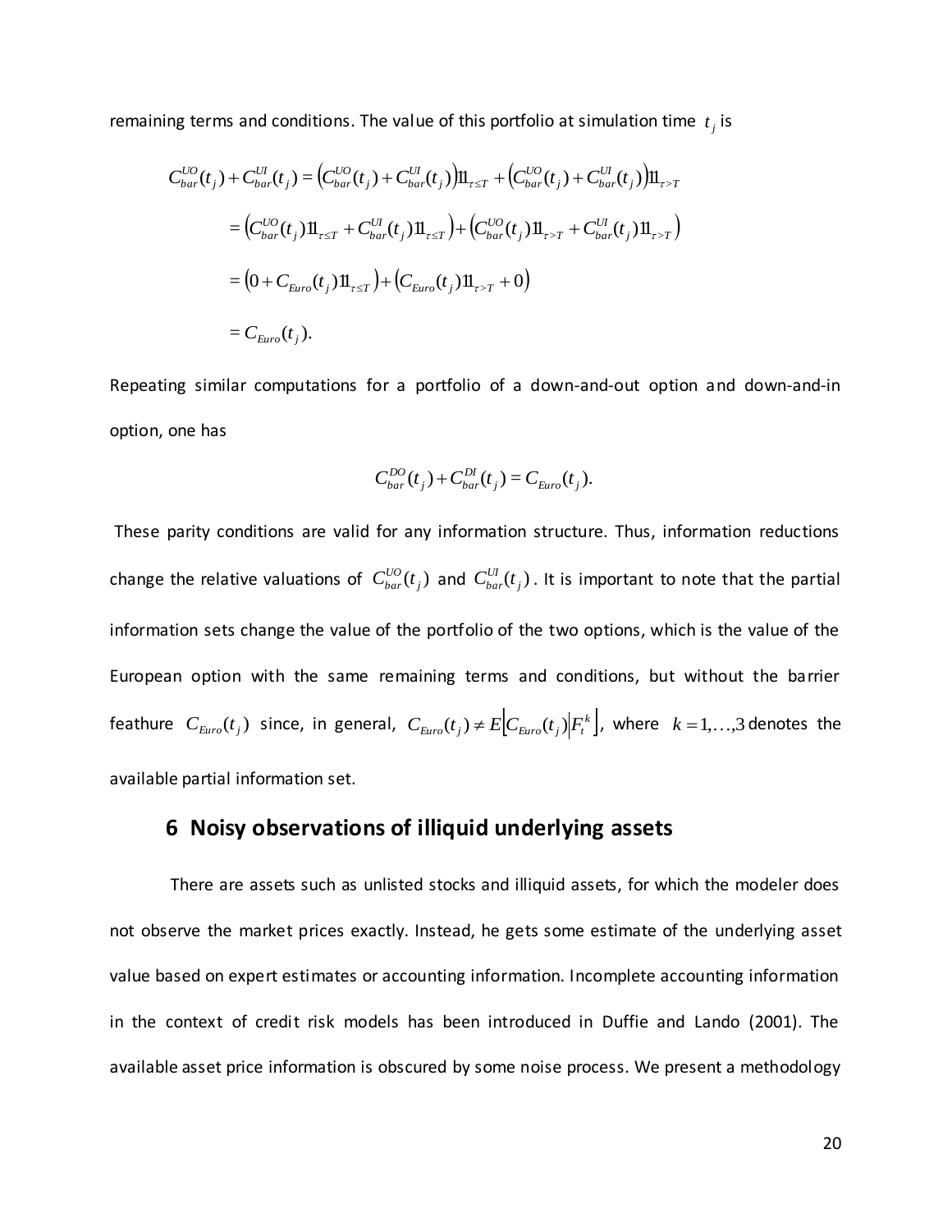remaining terms and conditions. The value of this portfolio at simulation time $t_j$ is

$$
\begin{aligned}
C_{bar}^{UO}(t_j) + C_{bar}^{UI}(t_j) &= \left(C_{bar}^{UO}(t_j) + C_{bar}^{UI}(t_j)\right)1\!\!1_{\tau \le T} + \left(C_{bar}^{UO}(t_j) + C_{bar}^{UI}(t_j)\right)1\!\!1_{\tau > T} \\
&= \left(C_{bar}^{UO}(t_j)1\!\!1_{\tau \le T} + C_{bar}^{UI}(t_j)1\!\!1_{\tau \le T}\right) + \left(C_{bar}^{UO}(t_j)1\!\!1_{\tau > T} + C_{bar}^{UI}(t_j)1\!\!1_{\tau > T}\right) \\
&= \left(0 + C_{Euro}(t_j)1\!\!1_{\tau \le T}\right) + \left(C_{Euro}(t_j)1\!\!1_{\tau > T} + 0\right) \\
&= C_{Euro}(t_j).
\end{aligned}
$$

Repeating similar computations for a portfolio of a down-and-out option and down-and-in option, one has

$$C_{bar}^{DO}(t_j) + C_{bar}^{DI}(t_j) = C_{Euro}(t_j).$$

These parity conditions are valid for any information structure. Thus, information reductions change the relative valuations of $C_{bar}^{UO}(t_j)$ and $C_{bar}^{UI}(t_j)$. It is important to note that the partial information sets change the value of the portfolio of the two options, which is the value of the European option with the same remaining terms and conditions, but without the barrier feathure $C_{Euro}(t_j)$ since, in general, $C_{Euro}(t_j) \ne E\left[C_{Euro}(t_j)\middle|F_t^k\right]$, where $k = 1,\ldots,3$ denotes the available partial information set.

## 6 Noisy observations of illiquid underlying assets

There are assets such as unlisted stocks and illiquid assets, for which the modeler does not observe the market prices exactly. Instead, he gets some estimate of the underlying asset value based on expert estimates or accounting information. Incomplete accounting information in the context of credit risk models has been introduced in Duffie and Lando (2001). The available asset price information is obscured by some noise process. We present a methodology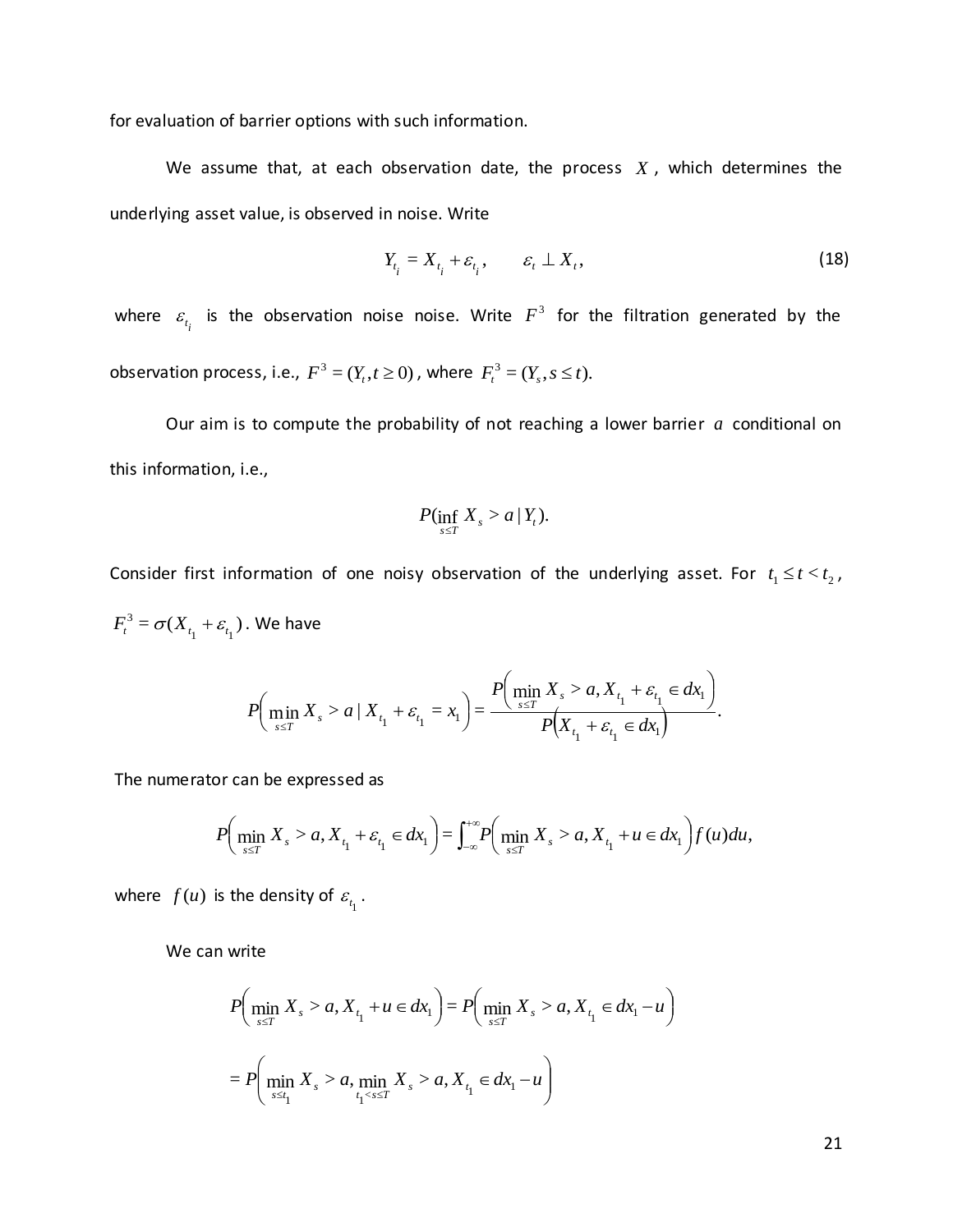for evaluation of barrier options with such information.

We assume that, at each observation date, the process $X$, which determines the underlying asset value, is observed in noise. Write

$$Y_{t_i} = X_{t_i} + \varepsilon_{t_i}, \qquad \varepsilon_t \perp X_t, \tag{18}$$

where $\varepsilon_{t_i}$ is the observation noise noise. Write $F^3$ for the filtration generated by the observation process, i.e., $F^3 = (Y_t, t \geq 0)$, where $F_t^3 = (Y_s, s \leq t)$.

Our aim is to compute the probability of not reaching a lower barrier $a$ conditional on this information, i.e.,

$$P(\inf_{s \leq T} X_s > a \mid Y_t).$$

Consider first information of one noisy observation of the underlying asset. For $t_1 \leq t < t_2$, $F_t^3 = \sigma(X_{t_1} + \varepsilon_{t_1})$. We have

$$P\left(\min_{s \leq T} X_s > a \mid X_{t_1} + \varepsilon_{t_1} = x_1\right) = \frac{P\left(\min_{s \leq T} X_s > a, X_{t_1} + \varepsilon_{t_1} \in dx_1\right)}{P\left(X_{t_1} + \varepsilon_{t_1} \in dx_1\right)}.$$

The numerator can be expressed as

$$P\left(\min_{s \leq T} X_s > a, X_{t_1} + \varepsilon_{t_1} \in dx_1\right) = \int_{-\infty}^{+\infty} P\left(\min_{s \leq T} X_s > a, X_{t_1} + u \in dx_1\right) f(u) du,$$

where $f(u)$ is the density of $\varepsilon_{t_1}$.

We can write

$$P\left(\min_{s \leq T} X_s > a, X_{t_1} + u \in dx_1\right) = P\left(\min_{s \leq T} X_s > a, X_{t_1} \in dx_1 - u\right)$$

$$= P\left(\min_{s \leq t_1} X_s > a, \min_{t_1 < s \leq T} X_s > a, X_{t_1} \in dx_1 - u\right)$$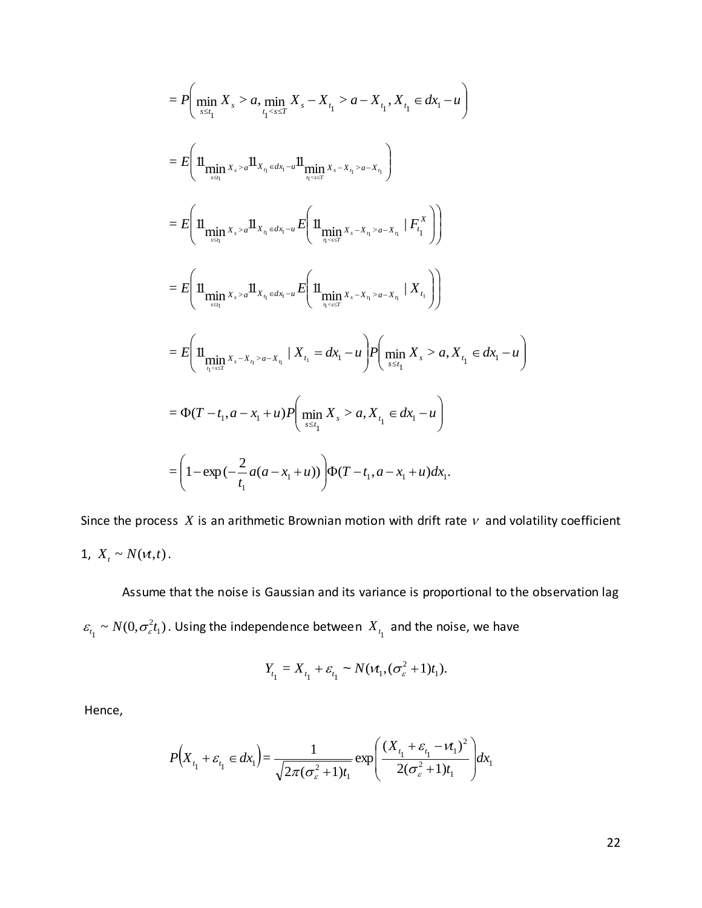$$= P\left(\min_{s\le t_1} X_s > a, \min_{t_1<s\le T} X_s - X_{t_1} > a - X_{t_1}, X_{t_1} \in dx_1 - u\right)$$

$$= E\left(1\!\!1_{\min\limits_{s\le t_1} X_s > a} 1\!\!1_{X_{t_1} \in dx_1 - u} 1\!\!1_{\min\limits_{t_1<s\le T} X_s - X_{t_1} > a - X_{t_1}}\right)$$

$$= E\left(1\!\!1_{\min\limits_{s\le t_1} X_s > a} 1\!\!1_{X_{t_1} \in dx_1 - u} E\left(1\!\!1_{\min\limits_{t_1<s\le T} X_s - X_{t_1} > a - X_{t_1}} \mid F_{t_1}^X\right)\right)$$

$$= E\left(1\!\!1_{\min\limits_{s\le t_1} X_s > a} 1\!\!1_{X_{t_1} \in dx_1 - u} E\left(1\!\!1_{\min\limits_{t_1<s\le T} X_s - X_{t_1} > a - X_{t_1}} \mid X_{t_1}\right)\right)$$

$$= E\left(1\!\!1_{\min\limits_{t_1<s\le T} X_s - X_{t_1} > a - X_{t_1}} \mid X_{t_1} = dx_1 - u\right) P\left(\min_{s\le t_1} X_s > a, X_{t_1} \in dx_1 - u\right)$$

$$= \Phi(T - t_1, a - x_1 + u) P\left(\min_{s\le t_1} X_s > a, X_{t_1} \in dx_1 - u\right)$$

$$= \left(1 - \exp\left(-\frac{2}{t_1} a(a - x_1 + u)\right)\right) \Phi(T - t_1, a - x_1 + u) dx_1.$$

Since the process $X$ is an arithmetic Brownian motion with drift rate $\nu$ and volatility coefficient 1, $X_t \sim N(\nu t, t)$.

Assume that the noise is Gaussian and its variance is proportional to the observation lag $\varepsilon_{t_1} \sim N(0, \sigma_\varepsilon^2 t_1)$. Using the independence between $X_{t_1}$ and the noise, we have

$$Y_{t_1} = X_{t_1} + \varepsilon_{t_1} \sim N(\nu t_1, (\sigma_\varepsilon^2 + 1) t_1).$$

Hence,

$$P\left(X_{t_1} + \varepsilon_{t_1} \in dx_1\right) = \frac{1}{\sqrt{2\pi(\sigma_\varepsilon^2 + 1) t_1}} \exp\left(\frac{(X_{t_1} + \varepsilon_{t_1} - \nu t_1)^2}{2(\sigma_\varepsilon^2 + 1) t_1}\right) dx_1$$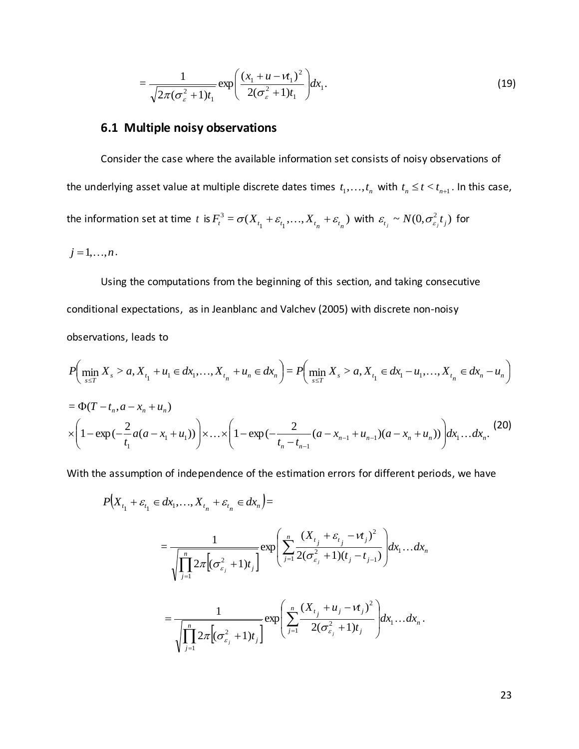$$= \frac{1}{\sqrt{2\pi(\sigma_\varepsilon^2+1)t_1}} \exp\left( \frac{(x_1+u-\nu t_1)^2}{2(\sigma_\varepsilon^2+1)t_1} \right) dx_1. \tag{19}$$

## 6.1 Multiple noisy observations

Consider the case where the available information set consists of noisy observations of the underlying asset value at multiple discrete dates times $t_1,\ldots,t_n$ with $t_n \le t < t_{n+1}$. In this case, the information set at time $t$ is $F_t^3 = \sigma(X_{t_1}+\varepsilon_{t_1},\ldots,X_{t_n}+\varepsilon_{t_n})$ with $\varepsilon_{t_j} \sim N(0,\sigma_{\varepsilon_j}^2 t_j)$ for $j=1,\ldots,n$.

Using the computations from the beginning of this section, and taking consecutive conditional expectations, as in Jeanblanc and Valchev (2005) with discrete non-noisy observations, leads to

$$P\left( \min_{s\le T} X_s > a, X_{t_1}+u_1 \in dx_1,\ldots,X_{t_n}+u_n \in dx_n \right) = P\left( \min_{s\le T} X_s > a, X_{t_1} \in dx_1 - u_1,\ldots,X_{t_n} \in dx_n - u_n \right)$$

$$= \Phi(T-t_n, a-x_n+u_n)$$
$$\times \left(1-\exp(-\frac{2}{t_1}a(a-x_1+u_1))\right) \times \ldots \times \left(1-\exp(-\frac{2}{t_n-t_{n-1}}(a-x_{n-1}+u_{n-1})(a-x_n+u_n))\right) dx_1\ldots dx_n. \tag{20}$$

With the assumption of independence of the estimation errors for different periods, we have

$$P\left(X_{t_1}+\varepsilon_{t_1} \in dx_1,\ldots,X_{t_n}+\varepsilon_{t_n} \in dx_n\right) =$$

$$= \frac{1}{\sqrt{\prod_{j=1}^n 2\pi\left[(\sigma_{\varepsilon_j}^2+1)t_j\right]}} \exp\left( \sum_{j=1}^n \frac{(X_{t_j}+\varepsilon_{t_j}-\nu t_j)^2}{2(\sigma_{\varepsilon_j}^2+1)(t_j-t_{j-1})} \right) dx_1\ldots dx_n$$

$$= \frac{1}{\sqrt{\prod_{j=1}^n 2\pi\left[(\sigma_{\varepsilon_j}^2+1)t_j\right]}} \exp\left( \sum_{j=1}^n \frac{(X_{t_j}+u_j-\nu t_j)^2}{2(\sigma_{\varepsilon_j}^2+1)t_j} \right) dx_1\ldots dx_n .$$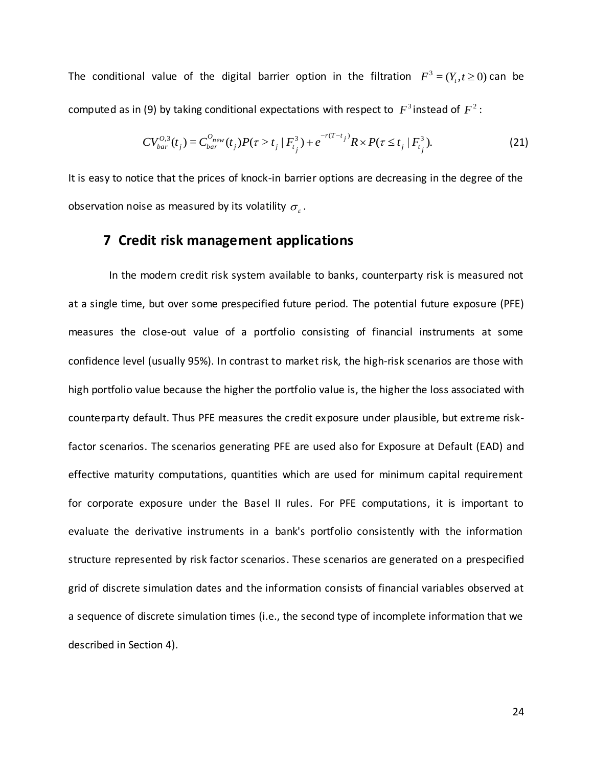The conditional value of the digital barrier option in the filtration $F^3 = (Y_t, t \geq 0)$ can be computed as in (9) by taking conditional expectations with respect to $F^3$ instead of $F^2$:

$$CV_{bar}^{O,3}(t_j) = C_{bar}^{O_{new}}(t_j) P(\tau > t_j \mid F_{t_j}^3) + e^{-r(T-t_j)} R \times P(\tau \leq t_j \mid F_{t_j}^3). \tag{21}$$

It is easy to notice that the prices of knock-in barrier options are decreasing in the degree of the observation noise as measured by its volatility $\sigma_\varepsilon$.

## 7 Credit risk management applications

In the modern credit risk system available to banks, counterparty risk is measured not at a single time, but over some prespecified future period. The potential future exposure (PFE) measures the close-out value of a portfolio consisting of financial instruments at some confidence level (usually 95%). In contrast to market risk, the high-risk scenarios are those with high portfolio value because the higher the portfolio value is, the higher the loss associated with counterparty default. Thus PFE measures the credit exposure under plausible, but extreme risk-factor scenarios. The scenarios generating PFE are used also for Exposure at Default (EAD) and effective maturity computations, quantities which are used for minimum capital requirement for corporate exposure under the Basel II rules. For PFE computations, it is important to evaluate the derivative instruments in a bank's portfolio consistently with the information structure represented by risk factor scenarios. These scenarios are generated on a prespecified grid of discrete simulation dates and the information consists of financial variables observed at a sequence of discrete simulation times (i.e., the second type of incomplete information that we described in Section 4).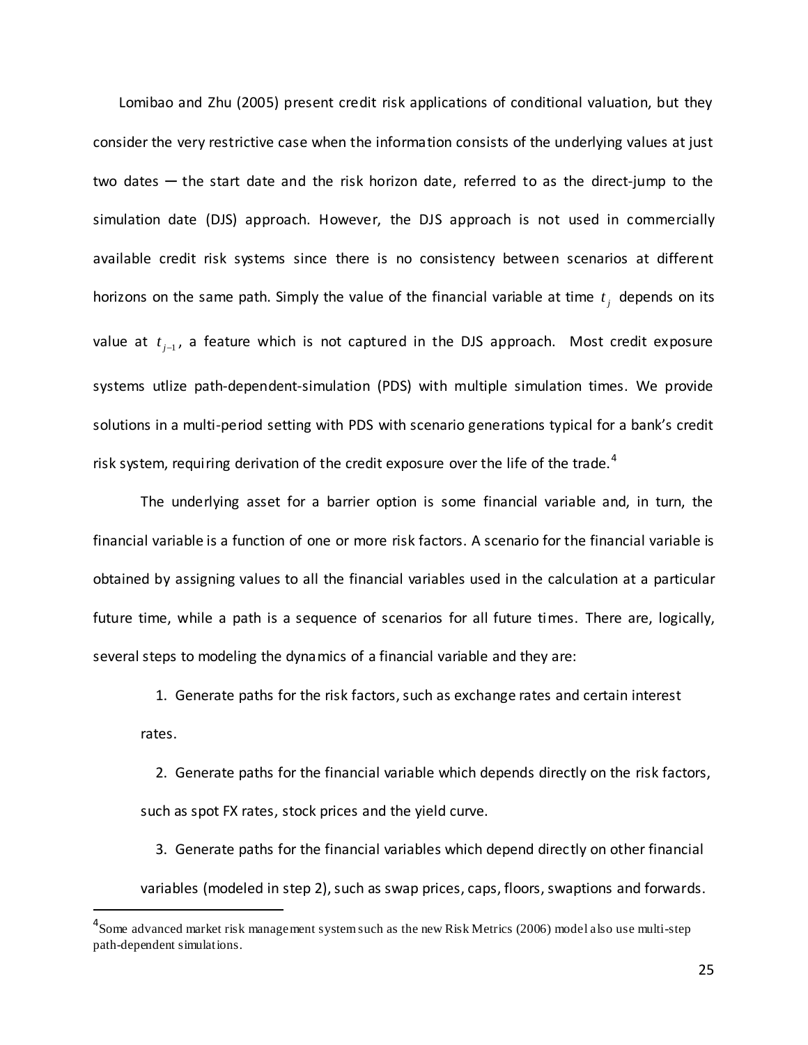Lomibao and Zhu (2005) present credit risk applications of conditional valuation, but they consider the very restrictive case when the information consists of the underlying values at just two dates — the start date and the risk horizon date, referred to as the direct-jump to the simulation date (DJS) approach. However, the DJS approach is not used in commercially available credit risk systems since there is no consistency between scenarios at different horizons on the same path. Simply the value of the financial variable at time $t_j$ depends on its value at $t_{j-1}$, a feature which is not captured in the DJS approach. Most credit exposure systems utlize path-dependent-simulation (PDS) with multiple simulation times. We provide solutions in a multi-period setting with PDS with scenario generations typical for a bank's credit risk system, requiring derivation of the credit exposure over the life of the trade.[4]

The underlying asset for a barrier option is some financial variable and, in turn, the financial variable is a function of one or more risk factors. A scenario for the financial variable is obtained by assigning values to all the financial variables used in the calculation at a particular future time, while a path is a sequence of scenarios for all future times. There are, logically, several steps to modeling the dynamics of a financial variable and they are:

1. Generate paths for the risk factors, such as exchange rates and certain interest rates.
2. Generate paths for the financial variable which depends directly on the risk factors, such as spot FX rates, stock prices and the yield curve.
3. Generate paths for the financial variables which depend directly on other financial variables (modeled in step 2), such as swap prices, caps, floors, swaptions and forwards.

[4] Some advanced market risk management system such as the new Risk Metrics (2006) model also use multi-step path-dependent simulations.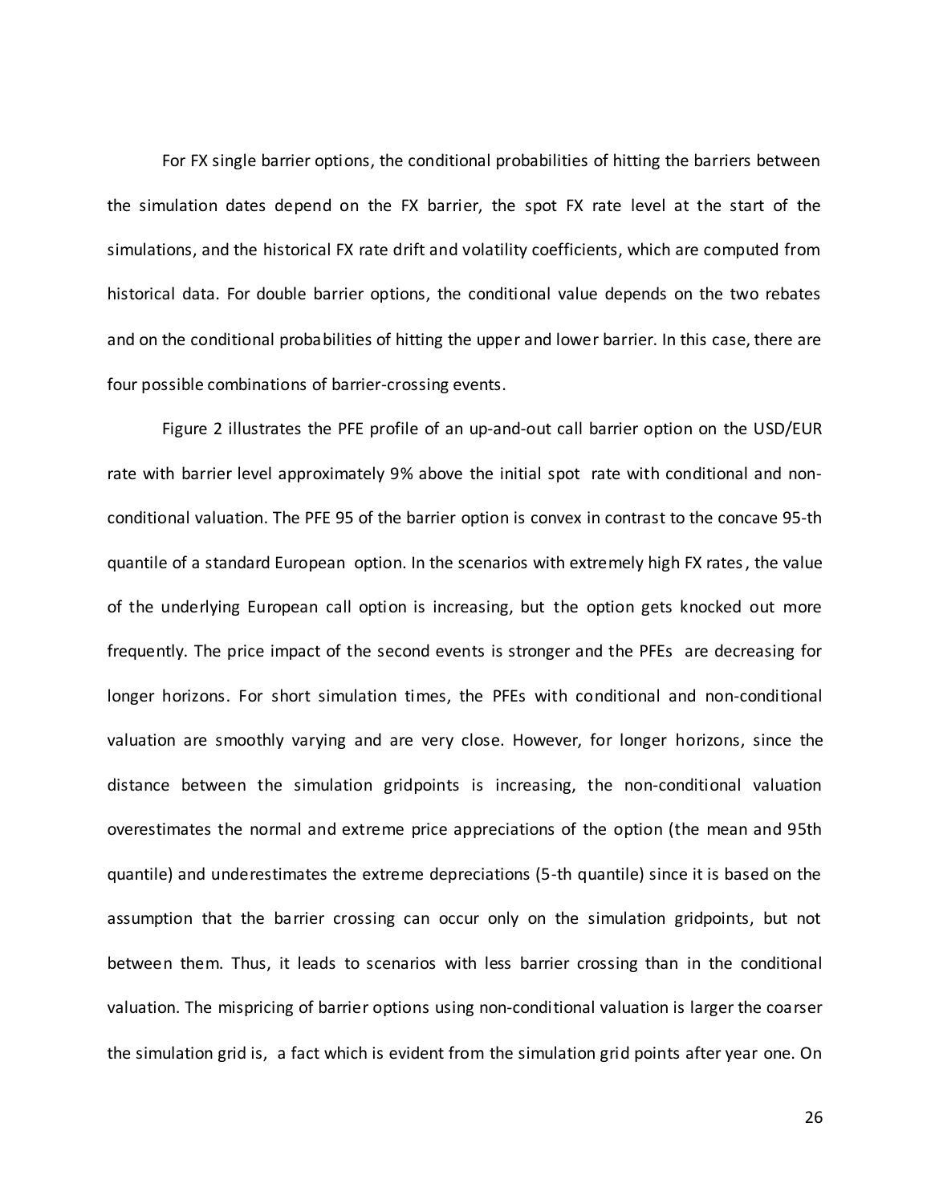For FX single barrier options, the conditional probabilities of hitting the barriers between the simulation dates depend on the FX barrier, the spot FX rate level at the start of the simulations, and the historical FX rate drift and volatility coefficients, which are computed from historical data. For double barrier options, the conditional value depends on the two rebates and on the conditional probabilities of hitting the upper and lower barrier. In this case, there are four possible combinations of barrier-crossing events.

Figure 2 illustrates the PFE profile of an up-and-out call barrier option on the USD/EUR rate with barrier level approximately 9% above the initial spot rate with conditional and non-conditional valuation. The PFE 95 of the barrier option is convex in contrast to the concave 95-th quantile of a standard European option. In the scenarios with extremely high FX rates, the value of the underlying European call option is increasing, but the option gets knocked out more frequently. The price impact of the second events is stronger and the PFEs are decreasing for longer horizons. For short simulation times, the PFEs with conditional and non-conditional valuation are smoothly varying and are very close. However, for longer horizons, since the distance between the simulation gridpoints is increasing, the non-conditional valuation overestimates the normal and extreme price appreciations of the option (the mean and 95th quantile) and underestimates the extreme depreciations (5-th quantile) since it is based on the assumption that the barrier crossing can occur only on the simulation gridpoints, but not between them. Thus, it leads to scenarios with less barrier crossing than in the conditional valuation. The mispricing of barrier options using non-conditional valuation is larger the coarser the simulation grid is, a fact which is evident from the simulation grid points after year one. On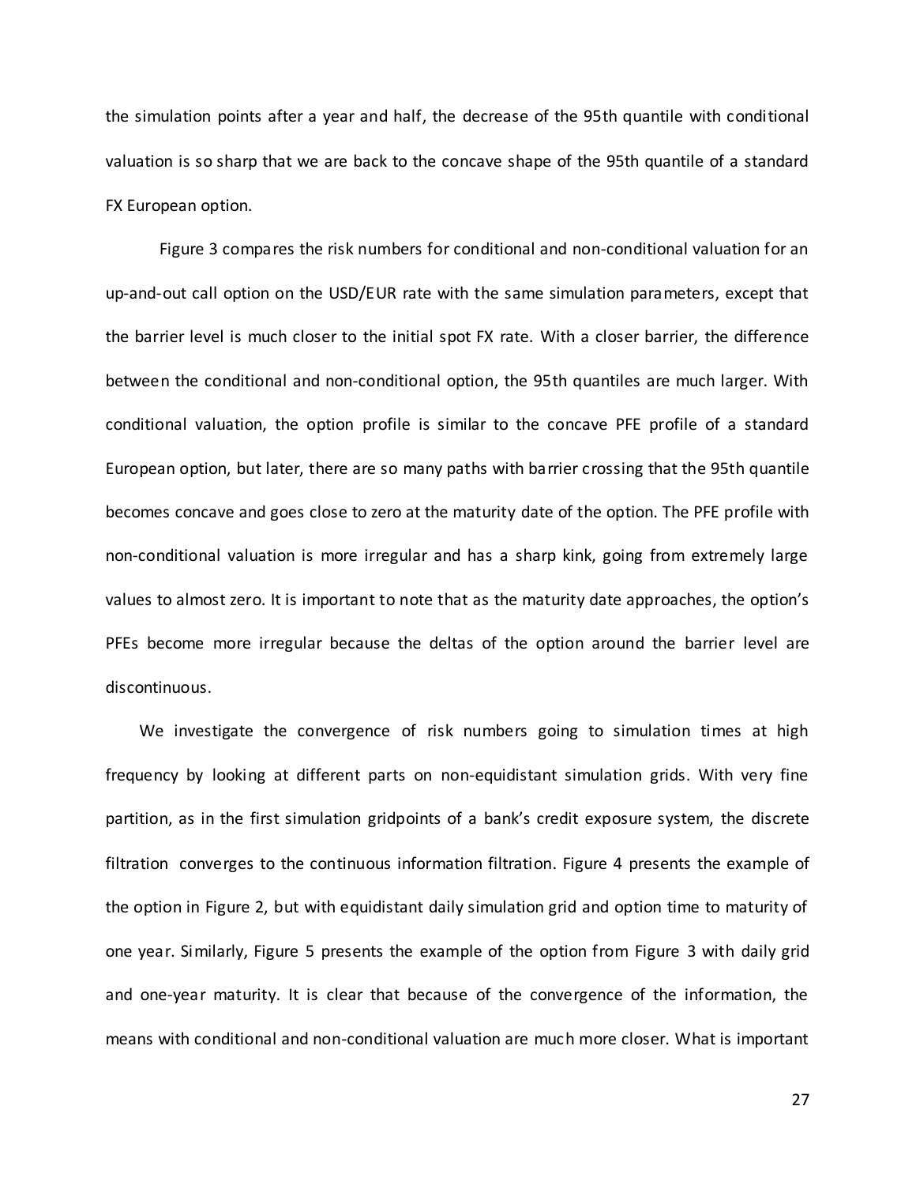the simulation points after a year and half, the decrease of the 95th quantile with conditional valuation is so sharp that we are back to the concave shape of the 95th quantile of a standard FX European option.

Figure 3 compares the risk numbers for conditional and non-conditional valuation for an up-and-out call option on the USD/EUR rate with the same simulation parameters, except that the barrier level is much closer to the initial spot FX rate. With a closer barrier, the difference between the conditional and non-conditional option, the 95th quantiles are much larger. With conditional valuation, the option profile is similar to the concave PFE profile of a standard European option, but later, there are so many paths with barrier crossing that the 95th quantile becomes concave and goes close to zero at the maturity date of the option. The PFE profile with non-conditional valuation is more irregular and has a sharp kink, going from extremely large values to almost zero. It is important to note that as the maturity date approaches, the option's PFEs become more irregular because the deltas of the option around the barrier level are discontinuous.

We investigate the convergence of risk numbers going to simulation times at high frequency by looking at different parts on non-equidistant simulation grids. With very fine partition, as in the first simulation gridpoints of a bank's credit exposure system, the discrete filtration converges to the continuous information filtration. Figure 4 presents the example of the option in Figure 2, but with equidistant daily simulation grid and option time to maturity of one year. Similarly, Figure 5 presents the example of the option from Figure 3 with daily grid and one-year maturity. It is clear that because of the convergence of the information, the means with conditional and non-conditional valuation are much more closer. What is important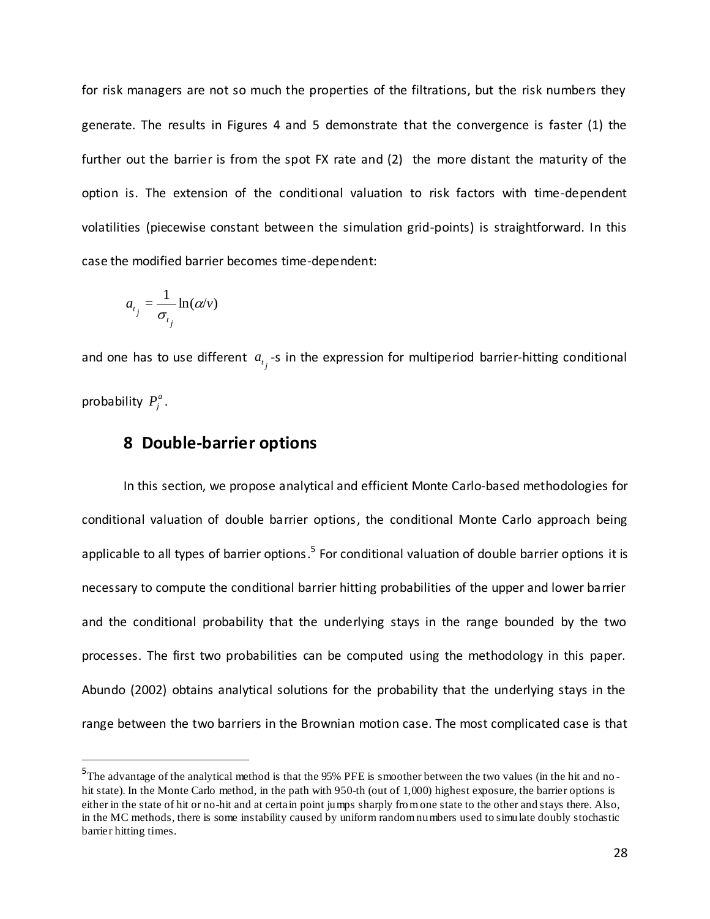for risk managers are not so much the properties of the filtrations, but the risk numbers they generate. The results in Figures 4 and 5 demonstrate that the convergence is faster (1) the further out the barrier is from the spot FX rate and (2) the more distant the maturity of the option is. The extension of the conditional valuation to risk factors with time-dependent volatilities (piecewise constant between the simulation grid-points) is straightforward. In this case the modified barrier becomes time-dependent:

$$a_{t_j} = \frac{1}{\sigma_{t_j}} \ln(\alpha/v)$$

and one has to use different $a_{t_j}$-s in the expression for multiperiod barrier-hitting conditional probability $P_j^a$.

## 8 Double-barrier options

In this section, we propose analytical and efficient Monte Carlo-based methodologies for conditional valuation of double barrier options, the conditional Monte Carlo approach being applicable to all types of barrier options.[5] For conditional valuation of double barrier options it is necessary to compute the conditional barrier hitting probabilities of the upper and lower barrier and the conditional probability that the underlying stays in the range bounded by the two processes. The first two probabilities can be computed using the methodology in this paper. Abundo (2002) obtains analytical solutions for the probability that the underlying stays in the range between the two barriers in the Brownian motion case. The most complicated case is that

[5] The advantage of the analytical method is that the 95% PFE is smoother between the two values (in the hit and no-hit state). In the Monte Carlo method, in the path with 950-th (out of 1,000) highest exposure, the barrier options is either in the state of hit or no-hit and at certain point jumps sharply from one state to the other and stays there. Also, in the MC methods, there is some instability caused by uniform random numbers used to simulate doubly stochastic barrier hitting times.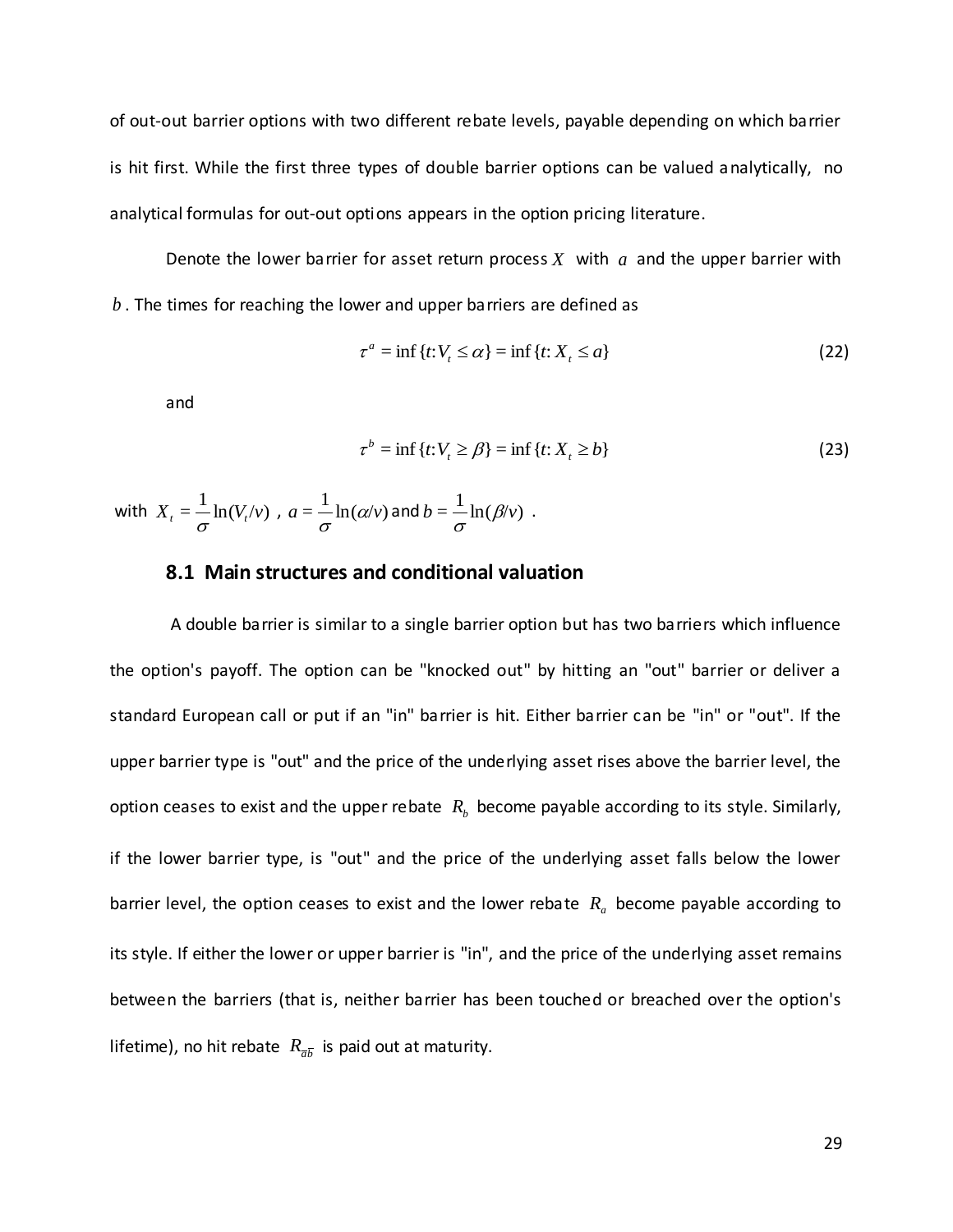of out-out barrier options with two different rebate levels, payable depending on which barrier is hit first. While the first three types of double barrier options can be valued analytically, no analytical formulas for out-out options appears in the option pricing literature.

Denote the lower barrier for asset return process $X$ with $a$ and the upper barrier with $b$. The times for reaching the lower and upper barriers are defined as

$$\tau^a = \inf\{t: V_t \le \alpha\} = \inf\{t: X_t \le a\} \tag{22}$$

and

$$\tau^b = \inf\{t: V_t \ge \beta\} = \inf\{t: X_t \ge b\} \tag{23}$$

with $X_t = \frac{1}{\sigma}\ln(V_t/v)$, $a = \frac{1}{\sigma}\ln(\alpha/v)$ and $b = \frac{1}{\sigma}\ln(\beta/v)$.

### 8.1 Main structures and conditional valuation

A double barrier is similar to a single barrier option but has two barriers which influence the option's payoff. The option can be "knocked out" by hitting an "out" barrier or deliver a standard European call or put if an "in" barrier is hit. Either barrier can be "in" or "out". If the upper barrier type is "out" and the price of the underlying asset rises above the barrier level, the option ceases to exist and the upper rebate $R_b$ become payable according to its style. Similarly, if the lower barrier type, is "out" and the price of the underlying asset falls below the lower barrier level, the option ceases to exist and the lower rebate $R_a$ become payable according to its style. If either the lower or upper barrier is "in", and the price of the underlying asset remains between the barriers (that is, neither barrier has been touched or breached over the option's lifetime), no hit rebate $R_{\bar{a}\bar{b}}$ is paid out at maturity.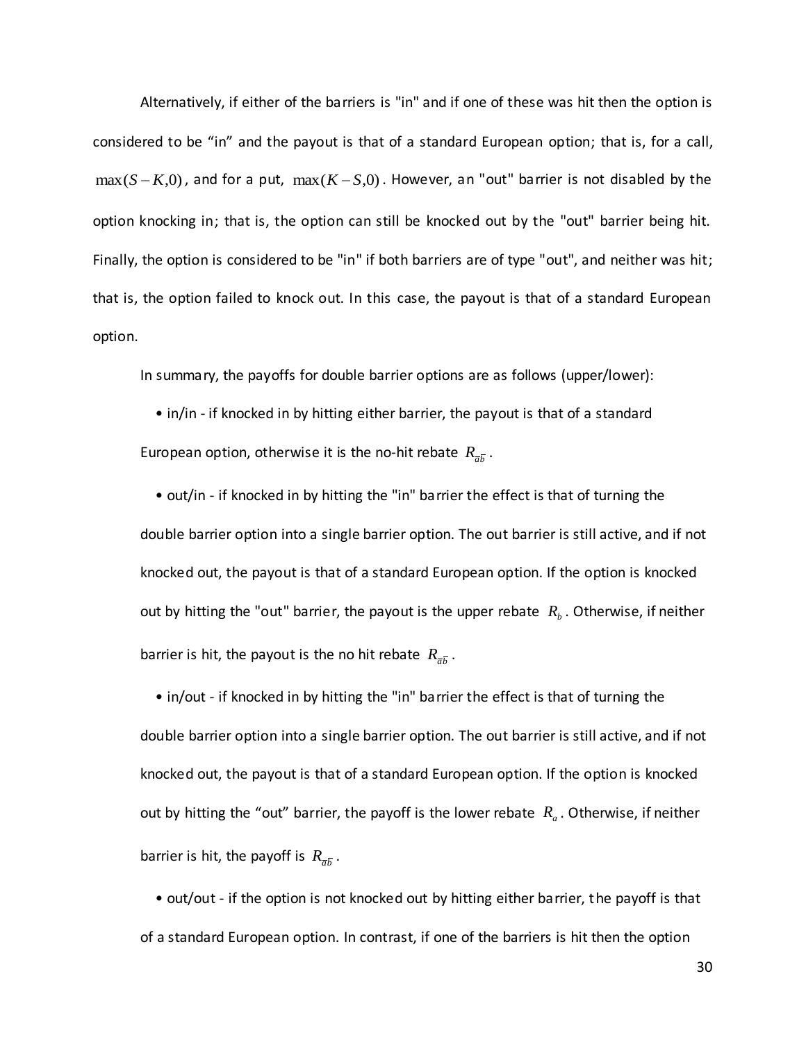Alternatively, if either of the barriers is "in" and if one of these was hit then the option is considered to be “in” and the payout is that of a standard European option; that is, for a call, $\max(S-K,0)$, and for a put, $\max(K-S,0)$. However, an "out" barrier is not disabled by the option knocking in; that is, the option can still be knocked out by the "out" barrier being hit. Finally, the option is considered to be "in" if both barriers are of type "out", and neither was hit; that is, the option failed to knock out. In this case, the payout is that of a standard European option.

In summary, the payoffs for double barrier options are as follows (upper/lower):

- in/in - if knocked in by hitting either barrier, the payout is that of a standard European option, otherwise it is the no-hit rebate $R_{\bar{a}\bar{b}}$.
- out/in - if knocked in by hitting the "in" barrier the effect is that of turning the double barrier option into a single barrier option. The out barrier is still active, and if not knocked out, the payout is that of a standard European option. If the option is knocked out by hitting the "out" barrier, the payout is the upper rebate $R_b$. Otherwise, if neither barrier is hit, the payout is the no hit rebate $R_{\bar{a}\bar{b}}$.
- in/out - if knocked in by hitting the "in" barrier the effect is that of turning the double barrier option into a single barrier option. The out barrier is still active, and if not knocked out, the payout is that of a standard European option. If the option is knocked out by hitting the “out” barrier, the payoff is the lower rebate $R_a$. Otherwise, if neither barrier is hit, the payoff is $R_{\bar{a}\bar{b}}$.
- out/out - if the option is not knocked out by hitting either barrier, the payoff is that of a standard European option. In contrast, if one of the barriers is hit then the option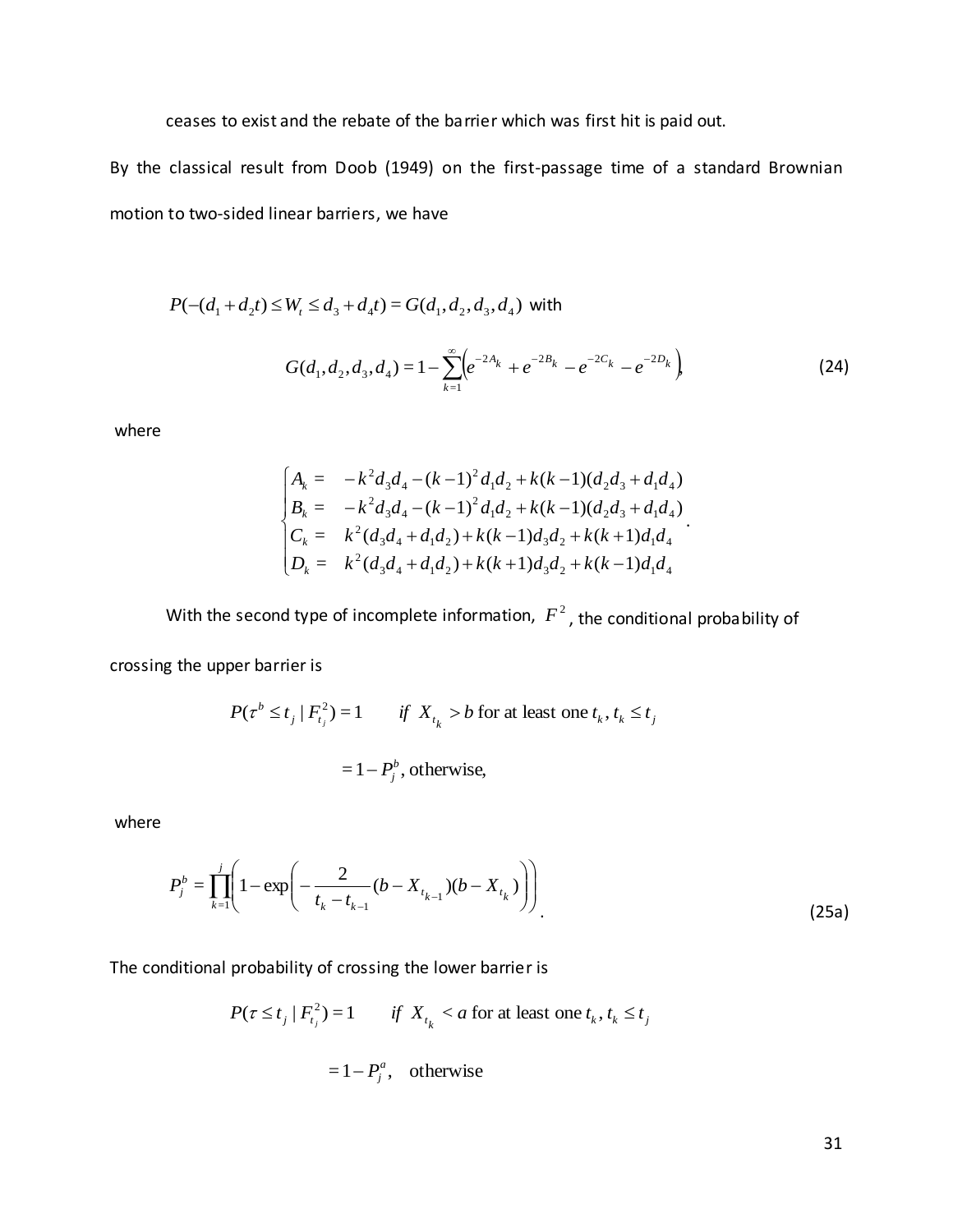ceases to exist and the rebate of the barrier which was first hit is paid out.

By the classical result from Doob (1949) on the first-passage time of a standard Brownian motion to two-sided linear barriers, we have

$$P(-(d_1 + d_2 t) \le W_t \le d_3 + d_4 t) = G(d_1, d_2, d_3, d_4) \text{ with}$$

$$G(d_1, d_2, d_3, d_4) = 1 - \sum_{k=1}^{\infty} \left( e^{-2A_k} + e^{-2B_k} - e^{-2C_k} - e^{-2D_k} \right), \tag{24}$$

where

$$\begin{cases} A_k = & -k^2 d_3 d_4 - (k-1)^2 d_1 d_2 + k(k-1)(d_2 d_3 + d_1 d_4) \\ B_k = & -k^2 d_3 d_4 - (k-1)^2 d_1 d_2 + k(k-1)(d_2 d_3 + d_1 d_4) \\ C_k = & k^2 (d_3 d_4 + d_1 d_2) + k(k-1) d_3 d_2 + k(k+1) d_1 d_4 \\ D_k = & k^2 (d_3 d_4 + d_1 d_2) + k(k+1) d_3 d_2 + k(k-1) d_1 d_4 \end{cases}.$$

With the second type of incomplete information, $F^2$, the conditional probability of crossing the upper barrier is

$$P(\tau^b \le t_j \mid F^2_{t_j}) = 1 \qquad \text{if } X_{t_k} > b \text{ for at least one } t_k, t_k \le t_j$$

$$= 1 - P^b_j, \text{ otherwise,}$$

where

$$P^b_j = \prod_{k=1}^{j} \left( 1 - \exp\left( -\frac{2}{t_k - t_{k-1}} (b - X_{t_{k-1}})(b - X_{t_k}) \right) \right). \tag{25a}$$

The conditional probability of crossing the lower barrier is

$$P(\tau \le t_j \mid F^2_{t_j}) = 1 \qquad \text{if } X_{t_k} < a \text{ for at least one } t_k, t_k \le t_j$$

$$= 1 - P^a_j, \quad \text{otherwise}$$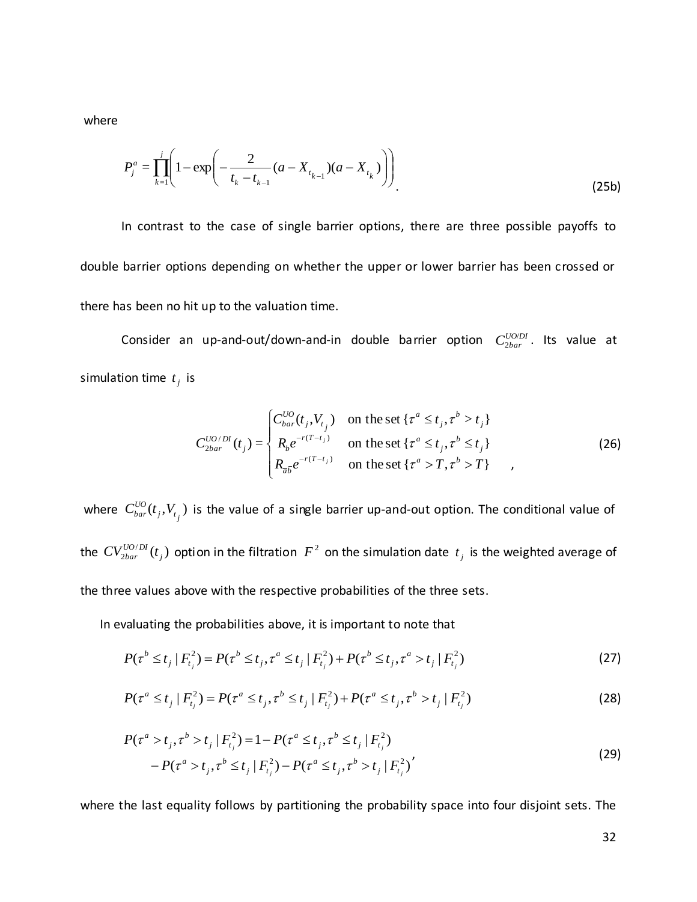where

$$P_j^a = \prod_{k=1}^{j}\left(1-\exp\left(-\frac{2}{t_k - t_{k-1}}(a - X_{t_{k-1}})(a - X_{t_k})\right)\right). \tag{25b}$$

In contrast to the case of single barrier options, there are three possible payoffs to double barrier options depending on whether the upper or lower barrier has been crossed or there has been no hit up to the valuation time.

Consider an up-and-out/down-and-in double barrier option $C_{2bar}^{UO/DI}$. Its value at simulation time $t_j$ is

$$C_{2bar}^{UO/DI}(t_j) = \begin{cases} C_{bar}^{UO}(t_j, V_{t_j}) & \text{on the set } \{\tau^a \le t_j, \tau^b > t_j\} \\ R_b e^{-r(T-t_j)} & \text{on the set } \{\tau^a \le t_j, \tau^b \le t_j\} \\ R_{\bar{a}\bar{b}} e^{-r(T-t_j)} & \text{on the set } \{\tau^a > T, \tau^b > T\} \end{cases}, \tag{26}$$

where $C_{bar}^{UO}(t_j, V_{t_j})$ is the value of a single barrier up-and-out option. The conditional value of the $CV_{2bar}^{UO/DI}(t_j)$ option in the filtration $F^2$ on the simulation date $t_j$ is the weighted average of the three values above with the respective probabilities of the three sets.

In evaluating the probabilities above, it is important to note that

$$P(\tau^b \le t_j \mid F_{t_j}^2) = P(\tau^b \le t_j, \tau^a \le t_j \mid F_{t_j}^2) + P(\tau^b \le t_j, \tau^a > t_j \mid F_{t_j}^2) \tag{27}$$

$$P(\tau^a \le t_j \mid F_{t_j}^2) = P(\tau^a \le t_j, \tau^b \le t_j \mid F_{t_j}^2) + P(\tau^a \le t_j, \tau^b > t_j \mid F_{t_j}^2) \tag{28}$$

$$\begin{aligned} P(\tau^a > t_j, \tau^b > t_j \mid F_{t_j}^2) &= 1 - P(\tau^a \le t_j, \tau^b \le t_j \mid F_{t_j}^2) \\ &\quad - P(\tau^a > t_j, \tau^b \le t_j \mid F_{t_j}^2) - P(\tau^a \le t_j, \tau^b > t_j \mid F_{t_j}^2)' \end{aligned} \tag{29}$$

where the last equality follows by partitioning the probability space into four disjoint sets. The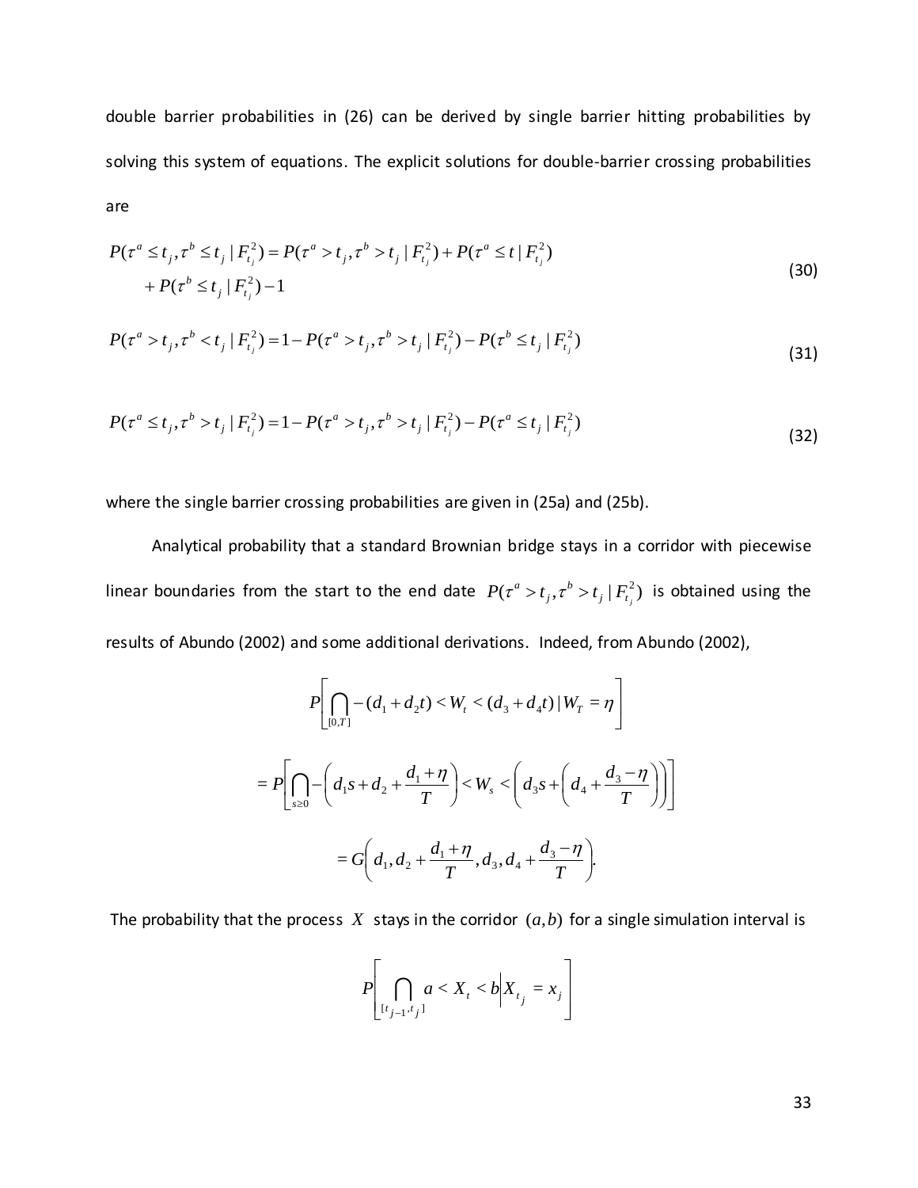double barrier probabilities in (26) can be derived by single barrier hitting probabilities by solving this system of equations. The explicit solutions for double-barrier crossing probabilities are

$$
\begin{aligned}
P(\tau^a \le t_j, \tau^b \le t_j \mid F_{t_j}^2) &= P(\tau^a > t_j, \tau^b > t_j \mid F_{t_j}^2) + P(\tau^a \le t \mid F_{t_j}^2) \\
&\quad + P(\tau^b \le t_j \mid F_{t_j}^2) - 1
\end{aligned}
\tag{30}
$$

$$
P(\tau^a > t_j, \tau^b < t_j \mid F_{t_j}^2) = 1 - P(\tau^a > t_j, \tau^b > t_j \mid F_{t_j}^2) - P(\tau^b \le t_j \mid F_{t_j}^2)
\tag{31}
$$

$$
P(\tau^a \le t_j, \tau^b > t_j \mid F_{t_j}^2) = 1 - P(\tau^a > t_j, \tau^b > t_j \mid F_{t_j}^2) - P(\tau^a \le t_j \mid F_{t_j}^2)
\tag{32}
$$

where the single barrier crossing probabilities are given in (25a) and (25b).

Analytical probability that a standard Brownian bridge stays in a corridor with piecewise linear boundaries from the start to the end date $P(\tau^a > t_j, \tau^b > t_j \mid F_{t_j}^2)$ is obtained using the results of Abundo (2002) and some additional derivations. Indeed, from Abundo (2002),

$$
P\left[\bigcap_{[0,T]} -(d_1 + d_2 t) < W_t < (d_3 + d_4 t) \mid W_T = \eta\right]
$$

$$
= P\left[\bigcap_{s \ge 0} -\left(d_1 s + d_2 + \frac{d_1 + \eta}{T}\right) < W_s < \left(d_3 s + \left(d_4 + \frac{d_3 - \eta}{T}\right)\right)\right]
$$

$$
= G\left(d_1, d_2 + \frac{d_1 + \eta}{T}, d_3, d_4 + \frac{d_3 - \eta}{T}\right).
$$

The probability that the process $X$ stays in the corridor $(a, b)$ for a single simulation interval is

$$
P\left[\bigcap_{[t_{j-1}, t_j]} a < X_t < b \middle| X_{t_j} = x_j\right]
$$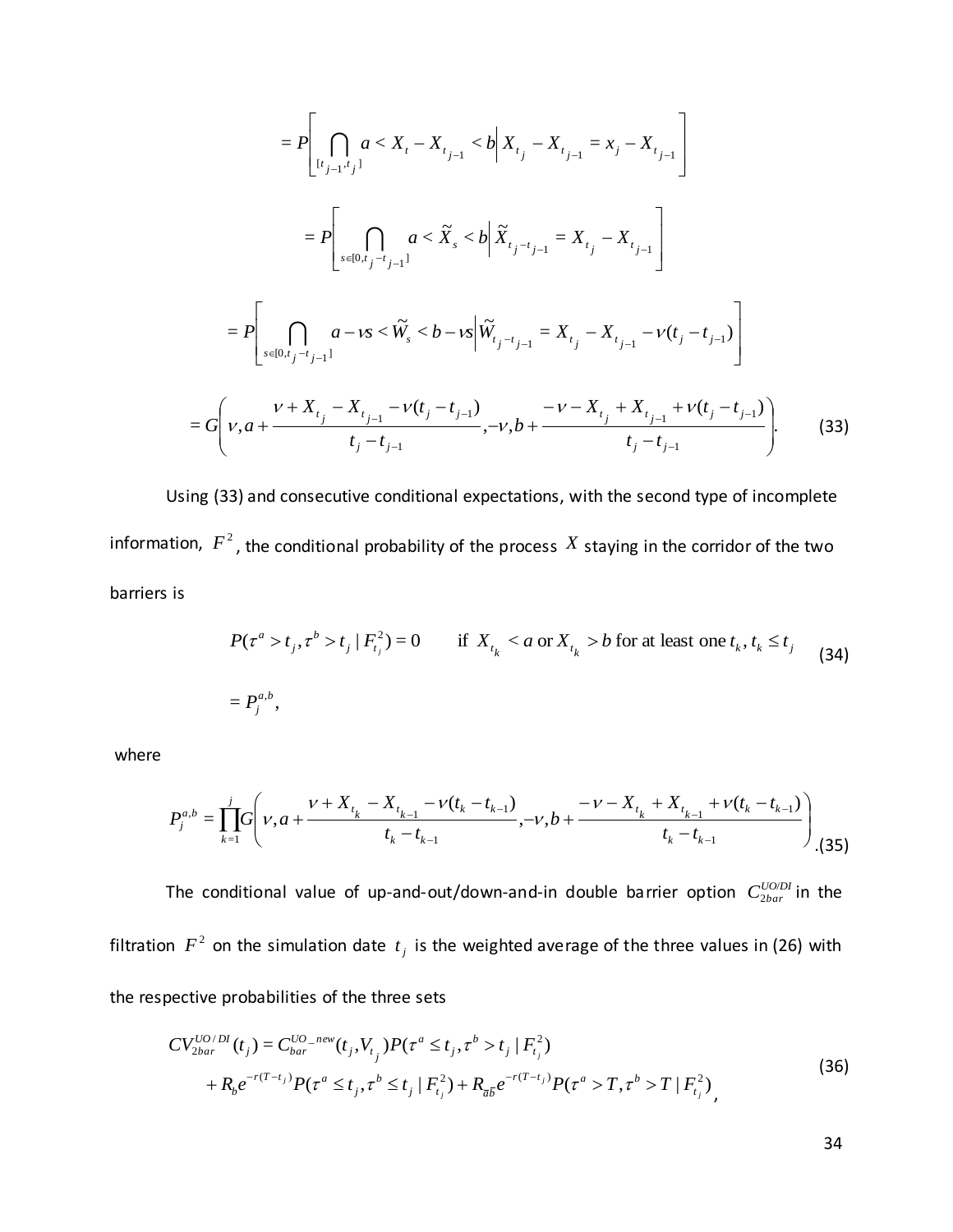$$= P\left[ \bigcap_{[t_{j-1},t_j]} a < X_t - X_{t_{j-1}} < b \,\middle|\, X_{t_j} - X_{t_{j-1}} = x_j - X_{t_{j-1}} \right]$$

$$= P\left[ \bigcap_{s\in[0,t_j - t_{j-1}]} a < \tilde{X}_s < b \,\middle|\, \tilde{X}_{t_j - t_{j-1}} = X_{t_j} - X_{t_{j-1}} \right]$$

$$= P\left[ \bigcap_{s\in[0,t_j - t_{j-1}]} a - \nu s < \tilde{W}_s < b - \nu s \,\middle|\, \tilde{W}_{t_j - t_{j-1}} = X_{t_j} - X_{t_{j-1}} - \nu(t_j - t_{j-1}) \right]$$

$$= G\left( \nu, a + \frac{\nu + X_{t_j} - X_{t_{j-1}} - \nu(t_j - t_{j-1})}{t_j - t_{j-1}}, -\nu, b + \frac{-\nu - X_{t_j} + X_{t_{j-1}} + \nu(t_j - t_{j-1})}{t_j - t_{j-1}} \right). \tag{33}$$

Using (33) and consecutive conditional expectations, with the second type of incomplete information, $F^2$, the conditional probability of the process $X$ staying in the corridor of the two barriers is

$$P(\tau^a > t_j, \tau^b > t_j \mid F_{t_j}^2) = 0 \qquad \text{if } X_{t_k} < a \text{ or } X_{t_k} > b \text{ for at least one } t_k, t_k \le t_j \tag{34}$$

$$= P_j^{a,b},$$

where

$$P_j^{a,b} = \prod_{k=1}^{j} G\left( \nu, a + \frac{\nu + X_{t_k} - X_{t_{k-1}} - \nu(t_k - t_{k-1})}{t_k - t_{k-1}}, -\nu, b + \frac{-\nu - X_{t_k} + X_{t_{k-1}} + \nu(t_k - t_{k-1})}{t_k - t_{k-1}} \right). \tag{35}$$

The conditional value of up-and-out/down-and-in double barrier option $C_{2bar}^{UO/DI}$ in the filtration $F^2$ on the simulation date $t_j$ is the weighted average of the three values in (26) with the respective probabilities of the three sets

$$\begin{aligned} CV_{2bar}^{UO/DI}(t_j) &= C_{bar}^{UO\_new}(t_j, V_{t_j}) P(\tau^a \le t_j, \tau^b > t_j \mid F_{t_j}^2) \\ &\quad + R_b e^{-r(T-t_j)} P(\tau^a \le t_j, \tau^b \le t_j \mid F_{t_j}^2) + R_{\bar{a}\bar{b}} e^{-r(T-t_j)} P(\tau^a > T, \tau^b > T \mid F_{t_j}^2), \end{aligned} \tag{36}$$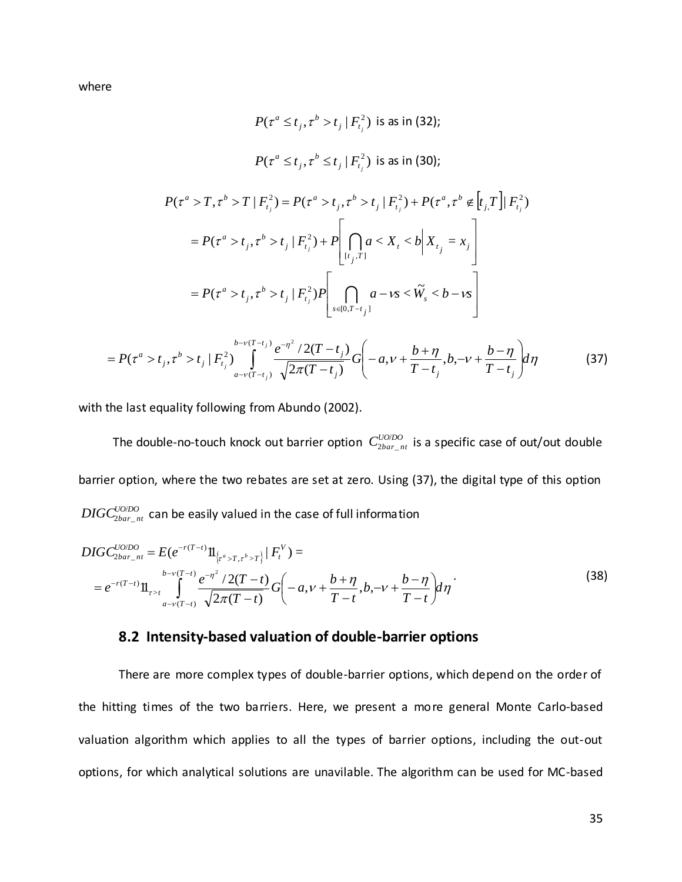where

$$P(\tau^a \le t_j, \tau^b > t_j \mid F_{t_j}^2) \text{ is as in (32);}$$

$$P(\tau^a \le t_j, \tau^b \le t_j \mid F_{t_j}^2) \text{ is as in (30);}$$

$$
\begin{aligned}
P(\tau^a > T, \tau^b > T \mid F_{t_j}^2) &= P(\tau^a > t_j, \tau^b > t_j \mid F_{t_j}^2) + P(\tau^a, \tau^b \notin [t_j, T] \mid F_{t_j}^2) \\
&= P(\tau^a > t_j, \tau^b > t_j \mid F_{t_j}^2) + P\left[\bigcap_{[t_j, T]} a < X_t < b \,\middle|\, X_{t_j} = x_j\right] \\
&= P(\tau^a > t_j, \tau^b > t_j \mid F_{t_j}^2) P\left[\bigcap_{s \in [0, T-t_j]} a - \nu s < \widetilde{W}_s < b - \nu s\right]
\end{aligned}
$$

$$
= P(\tau^a > t_j, \tau^b > t_j \mid F_{t_j}^2) \int_{a-\nu(T-t_j)}^{b-\nu(T-t_j)} \frac{e^{-\eta^2} / 2(T-t_j)}{\sqrt{2\pi(T-t_j)}} G\left(-a, \nu + \frac{b+\eta}{T-t_j}, b, -\nu + \frac{b-\eta}{T-t_j}\right) d\eta \tag{37}
$$

with the last equality following from Abundo (2002).

The double-no-touch knock out barrier option $C_{2bar\_nt}^{UO/DO}$ is a specific case of out/out double barrier option, where the two rebates are set at zero. Using (37), the digital type of this option $DIGC_{2bar\_nt}^{UO/DO}$ can be easily valued in the case of full information

$$
\begin{aligned}
DIGC_{2bar\_nt}^{UO/DO} &= E(e^{-r(T-t)} 1\!\!1_{\{\tau^a > T, \tau^b > T\}} \mid F_t^V) = \\
&= e^{-r(T-t)} 1\!\!1_{\tau > t} \int_{a-\nu(T-t)}^{b-\nu(T-t)} \frac{e^{-\eta^2} / 2(T-t)}{\sqrt{2\pi(T-t)}} G\left(-a, \nu + \frac{b+\eta}{T-t}, b, -\nu + \frac{b-\eta}{T-t}\right) d\eta
\end{aligned} \tag{38}
$$

## 8.2 Intensity-based valuation of double-barrier options

There are more complex types of double-barrier options, which depend on the order of the hitting times of the two barriers. Here, we present a more general Monte Carlo-based valuation algorithm which applies to all the types of barrier options, including the out-out options, for which analytical solutions are unavilable. The algorithm can be used for MC-based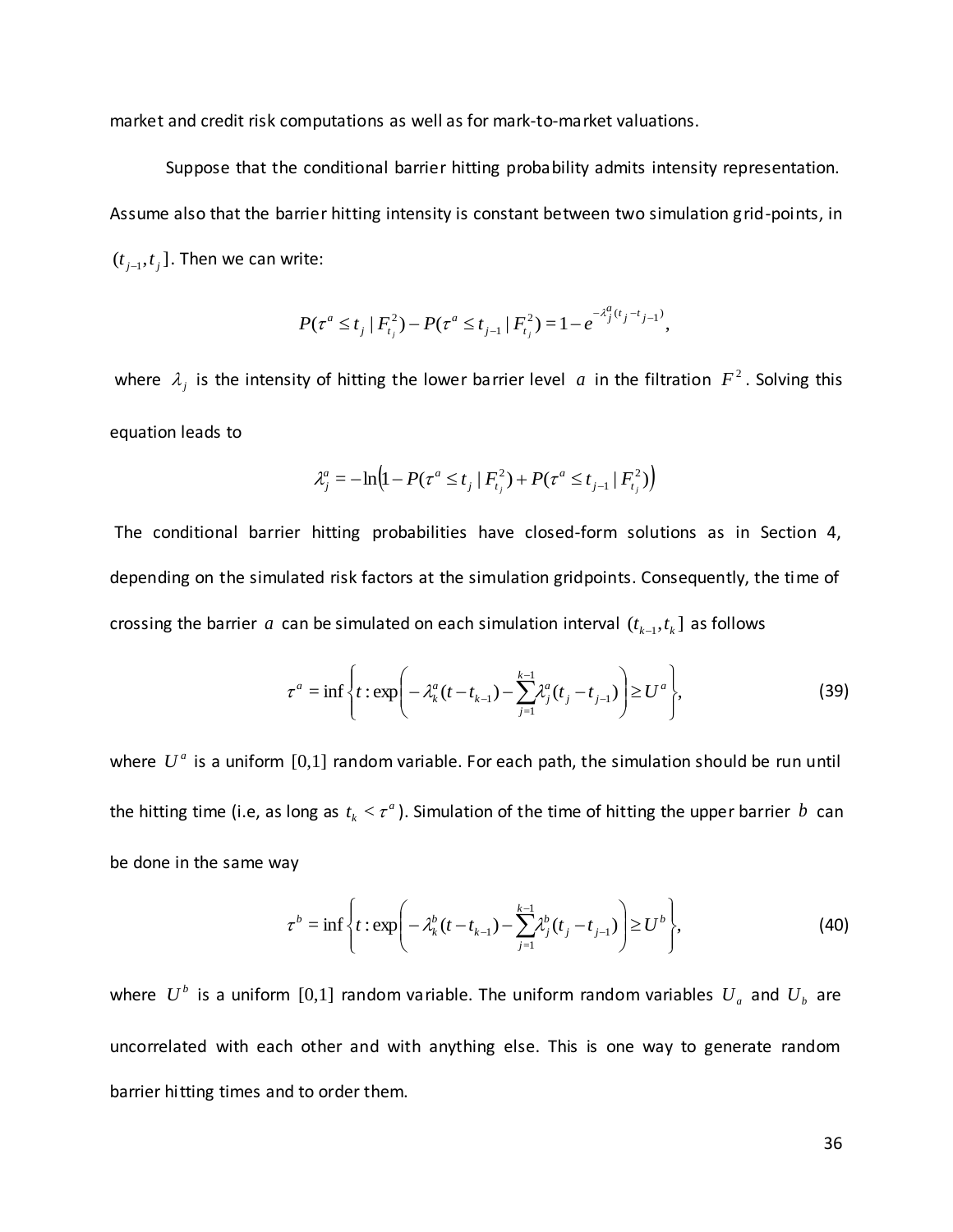market and credit risk computations as well as for mark-to-market valuations.

Suppose that the conditional barrier hitting probability admits intensity representation. Assume also that the barrier hitting intensity is constant between two simulation grid-points, in $(t_{j-1}, t_j]$. Then we can write:

$$P(\tau^a \leq t_j \mid F_{t_j}^2) - P(\tau^a \leq t_{j-1} \mid F_{t_j}^2) = 1 - e^{-\lambda_j^a (t_j - t_{j-1})},$$

where $\lambda_j$ is the intensity of hitting the lower barrier level $a$ in the filtration $F^2$. Solving this equation leads to

$$\lambda_j^a = -\ln\left(1 - P(\tau^a \leq t_j \mid F_{t_j}^2) + P(\tau^a \leq t_{j-1} \mid F_{t_j}^2)\right)$$

The conditional barrier hitting probabilities have closed-form solutions as in Section 4, depending on the simulated risk factors at the simulation gridpoints. Consequently, the time of crossing the barrier $a$ can be simulated on each simulation interval $(t_{k-1}, t_k]$ as follows

$$\tau^a = \inf\left\{t : \exp\left(-\lambda_k^a (t - t_{k-1}) - \sum_{j=1}^{k-1} \lambda_j^a (t_j - t_{j-1})\right) \geq U^a\right\}, \tag{39}$$

where $U^a$ is a uniform $[0,1]$ random variable. For each path, the simulation should be run until the hitting time (i.e, as long as $t_k < \tau^a$). Simulation of the time of hitting the upper barrier $b$ can be done in the same way

$$\tau^b = \inf\left\{t : \exp\left(-\lambda_k^b (t - t_{k-1}) - \sum_{j=1}^{k-1} \lambda_j^b (t_j - t_{j-1})\right) \geq U^b\right\}, \tag{40}$$

where $U^b$ is a uniform $[0,1]$ random variable. The uniform random variables $U_a$ and $U_b$ are uncorrelated with each other and with anything else. This is one way to generate random barrier hitting times and to order them.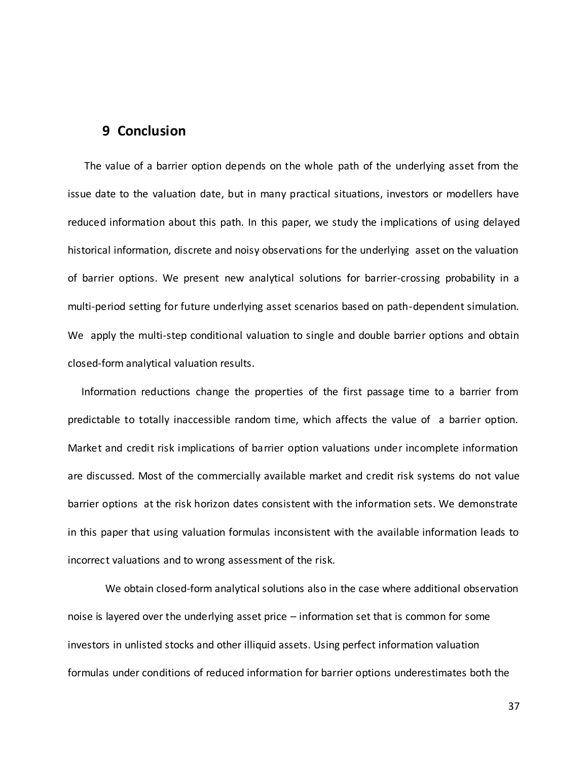## 9 Conclusion

The value of a barrier option depends on the whole path of the underlying asset from the issue date to the valuation date, but in many practical situations, investors or modellers have reduced information about this path. In this paper, we study the implications of using delayed historical information, discrete and noisy observations for the underlying asset on the valuation of barrier options. We present new analytical solutions for barrier-crossing probability in a multi-period setting for future underlying asset scenarios based on path-dependent simulation. We apply the multi-step conditional valuation to single and double barrier options and obtain closed-form analytical valuation results.

Information reductions change the properties of the first passage time to a barrier from predictable to totally inaccessible random time, which affects the value of a barrier option. Market and credit risk implications of barrier option valuations under incomplete information are discussed. Most of the commercially available market and credit risk systems do not value barrier options at the risk horizon dates consistent with the information sets. We demonstrate in this paper that using valuation formulas inconsistent with the available information leads to incorrect valuations and to wrong assessment of the risk.

We obtain closed-form analytical solutions also in the case where additional observation noise is layered over the underlying asset price – information set that is common for some investors in unlisted stocks and other illiquid assets. Using perfect information valuation formulas under conditions of reduced information for barrier options underestimates both the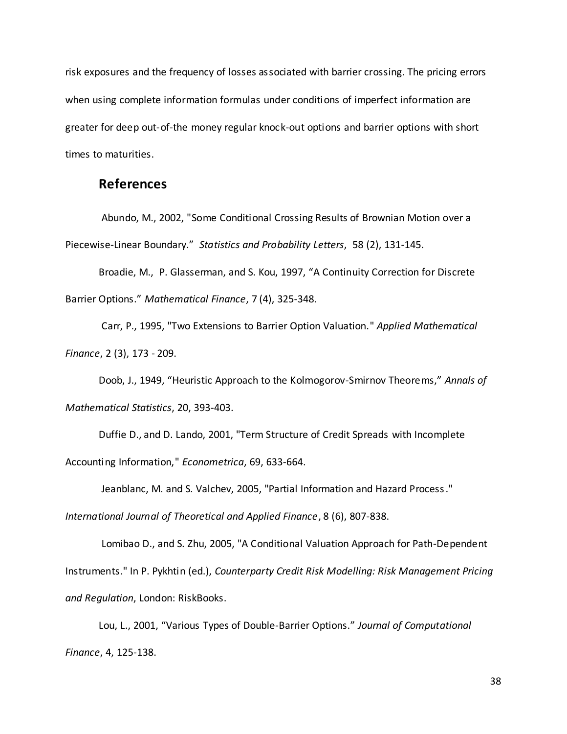risk exposures and the frequency of losses associated with barrier crossing. The pricing errors when using complete information formulas under conditions of imperfect information are greater for deep out-of-the money regular knock-out options and barrier options with short times to maturities.

## References

Abundo, M., 2002, "Some Conditional Crossing Results of Brownian Motion over a Piecewise-Linear Boundary." *Statistics and Probability Letters*, 58 (2), 131-145.

Broadie, M., P. Glasserman, and S. Kou, 1997, "A Continuity Correction for Discrete Barrier Options." *Mathematical Finance*, 7 (4), 325-348.

Carr, P., 1995, "Two Extensions to Barrier Option Valuation." *Applied Mathematical Finance*, 2 (3), 173 - 209.

Doob, J., 1949, "Heuristic Approach to the Kolmogorov-Smirnov Theorems," *Annals of Mathematical Statistics*, 20, 393-403.

Duffie D., and D. Lando, 2001, "Term Structure of Credit Spreads with Incomplete Accounting Information," *Econometrica*, 69, 633-664.

Jeanblanc, M. and S. Valchev, 2005, "Partial Information and Hazard Process." *International Journal of Theoretical and Applied Finance*, 8 (6), 807-838.

Lomibao D., and S. Zhu, 2005, "A Conditional Valuation Approach for Path-Dependent Instruments." In P. Pykhtin (ed.), *Counterparty Credit Risk Modelling: Risk Management Pricing and Regulation*, London: RiskBooks.

Lou, L., 2001, "Various Types of Double-Barrier Options." *Journal of Computational Finance*, 4, 125-138.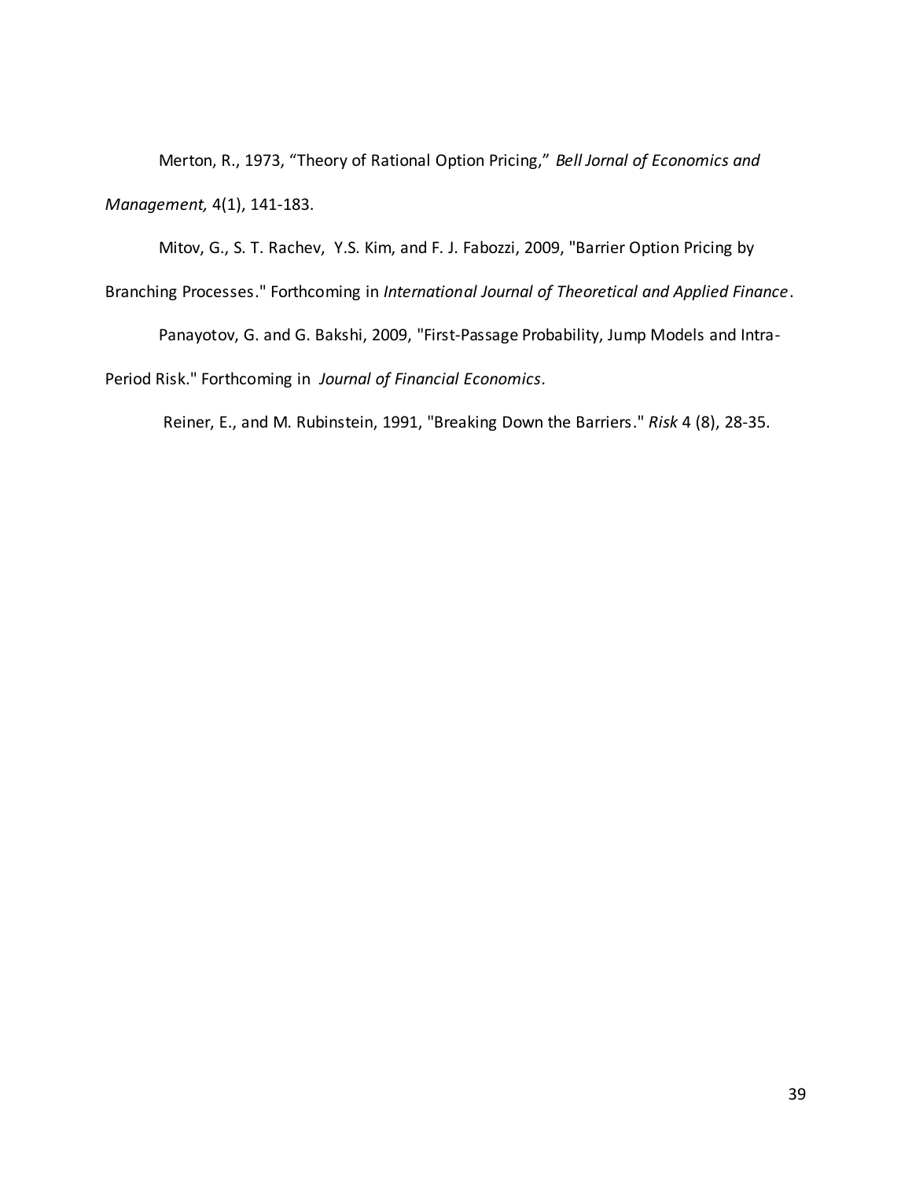Merton, R., 1973, "Theory of Rational Option Pricing," *Bell Jornal of Economics and Management,* 4(1), 141-183.

Mitov, G., S. T. Rachev, Y.S. Kim, and F. J. Fabozzi, 2009, "Barrier Option Pricing by Branching Processes." Forthcoming in *International Journal of Theoretical and Applied Finance*.

Panayotov, G. and G. Bakshi, 2009, "First-Passage Probability, Jump Models and Intra-Period Risk." Forthcoming in *Journal of Financial Economics*.

Reiner, E., and M. Rubinstein, 1991, "Breaking Down the Barriers." *Risk* 4 (8), 28-35.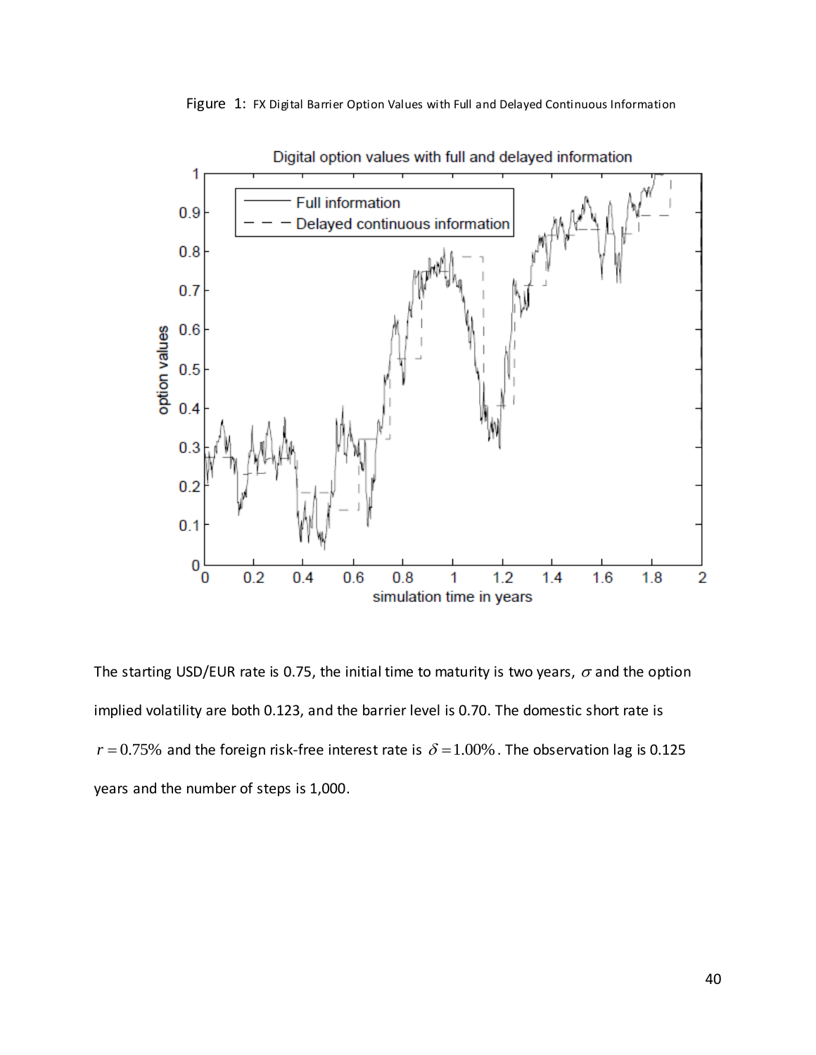Figure 1: FX Digital Barrier Option Values with Full and Delayed Continuous Information

The starting USD/EUR rate is 0.75, the initial time to maturity is two years, $\sigma$ and the option implied volatility are both 0.123, and the barrier level is 0.70. The domestic short rate is $r = 0.75\%$ and the foreign risk-free interest rate is $\delta = 1.00\%$. The observation lag is 0.125 years and the number of steps is 1,000.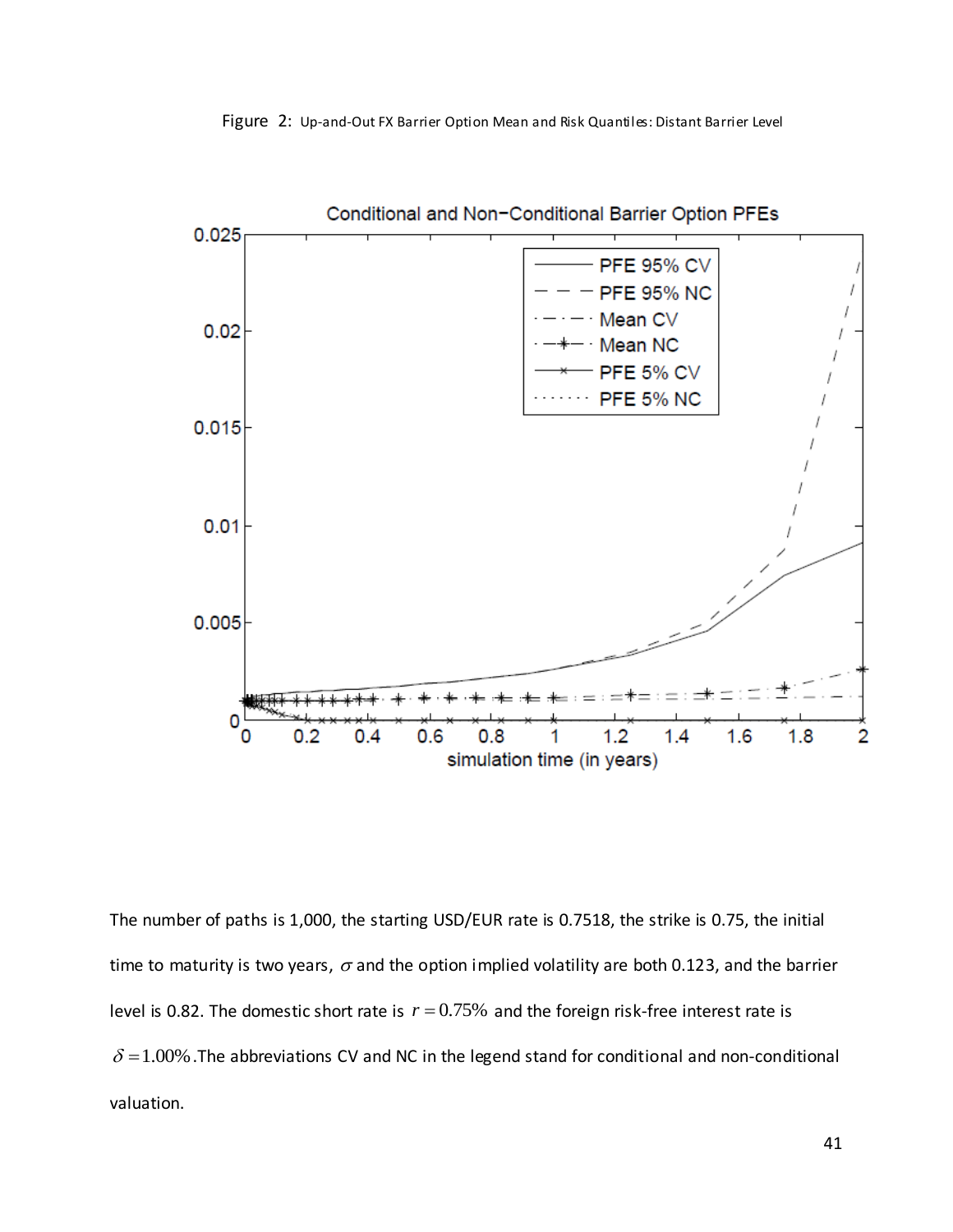Figure 2: Up-and-Out FX Barrier Option Mean and Risk Quantiles: Distant Barrier Level

The number of paths is 1,000, the starting USD/EUR rate is 0.7518, the strike is 0.75, the initial time to maturity is two years, $\sigma$ and the option implied volatility are both 0.123, and the barrier level is 0.82. The domestic short rate is $r = 0.75\%$ and the foreign risk-free interest rate is $\delta = 1.00\%$. The abbreviations CV and NC in the legend stand for conditional and non-conditional valuation.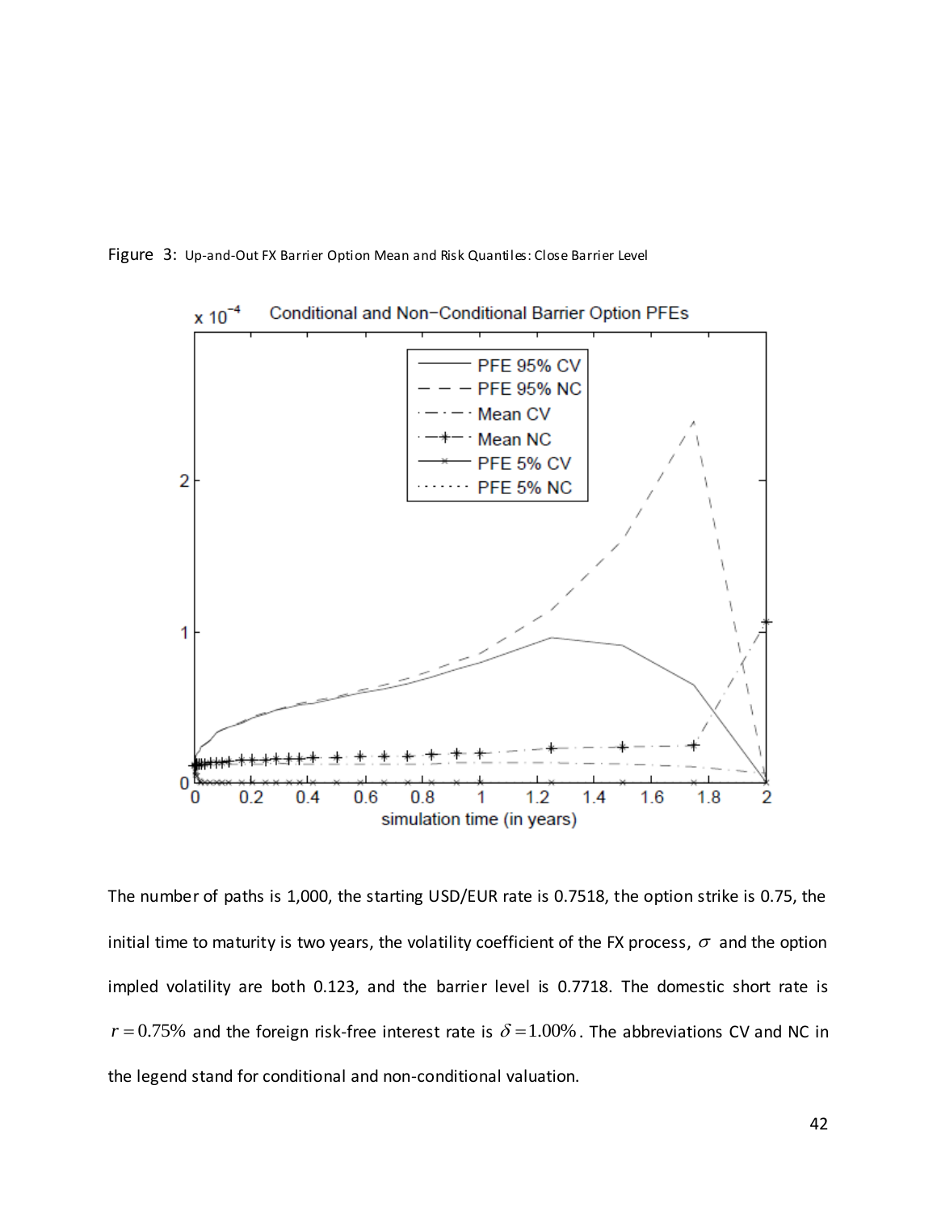Figure 3: Up-and-Out FX Barrier Option Mean and Risk Quantiles: Close Barrier Level

The number of paths is 1,000, the starting USD/EUR rate is 0.7518, the option strike is 0.75, the initial time to maturity is two years, the volatility coefficient of the FX process, $\sigma$ and the option impled volatility are both 0.123, and the barrier level is 0.7718. The domestic short rate is $r = 0.75\%$ and the foreign risk-free interest rate is $\delta = 1.00\%$. The abbreviations CV and NC in the legend stand for conditional and non-conditional valuation.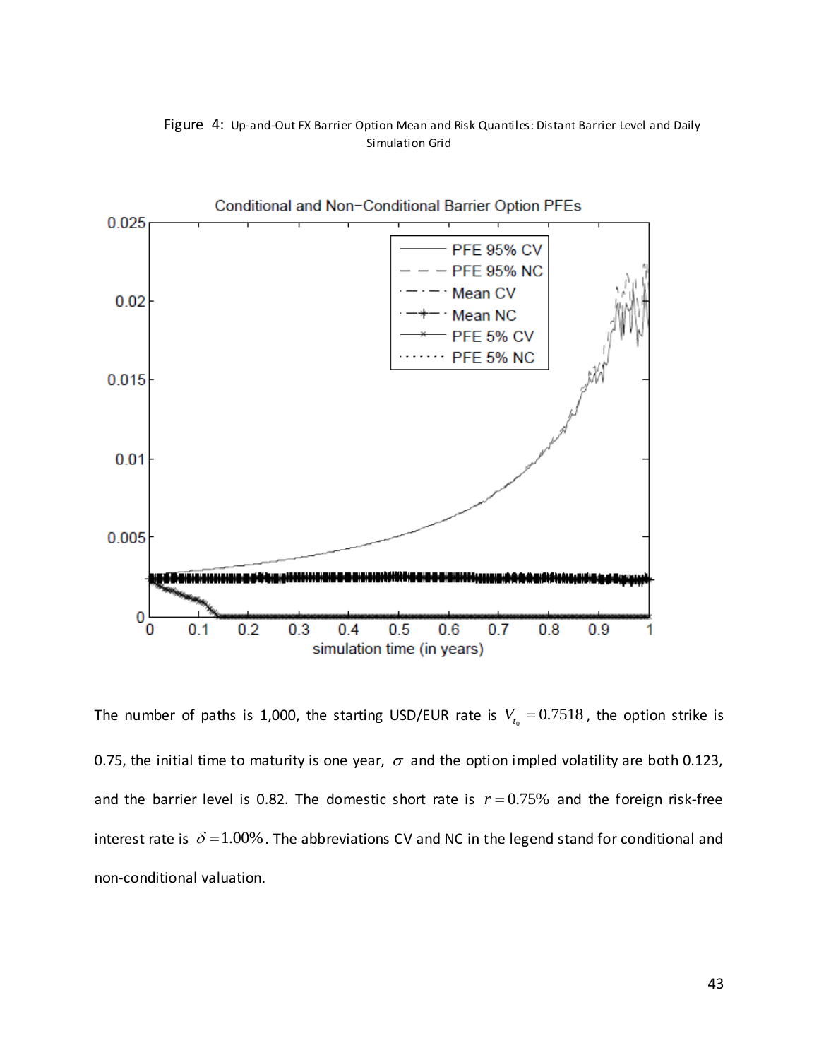Figure 4: Up-and-Out FX Barrier Option Mean and Risk Quantiles: Distant Barrier Level and Daily Simulation Grid

The number of paths is 1,000, the starting USD/EUR rate is $V_{t_0} = 0.7518$, the option strike is 0.75, the initial time to maturity is one year, $\sigma$ and the option impled volatility are both 0.123, and the barrier level is 0.82. The domestic short rate is $r = 0.75\%$ and the foreign risk-free interest rate is $\delta = 1.00\%$. The abbreviations CV and NC in the legend stand for conditional and non-conditional valuation.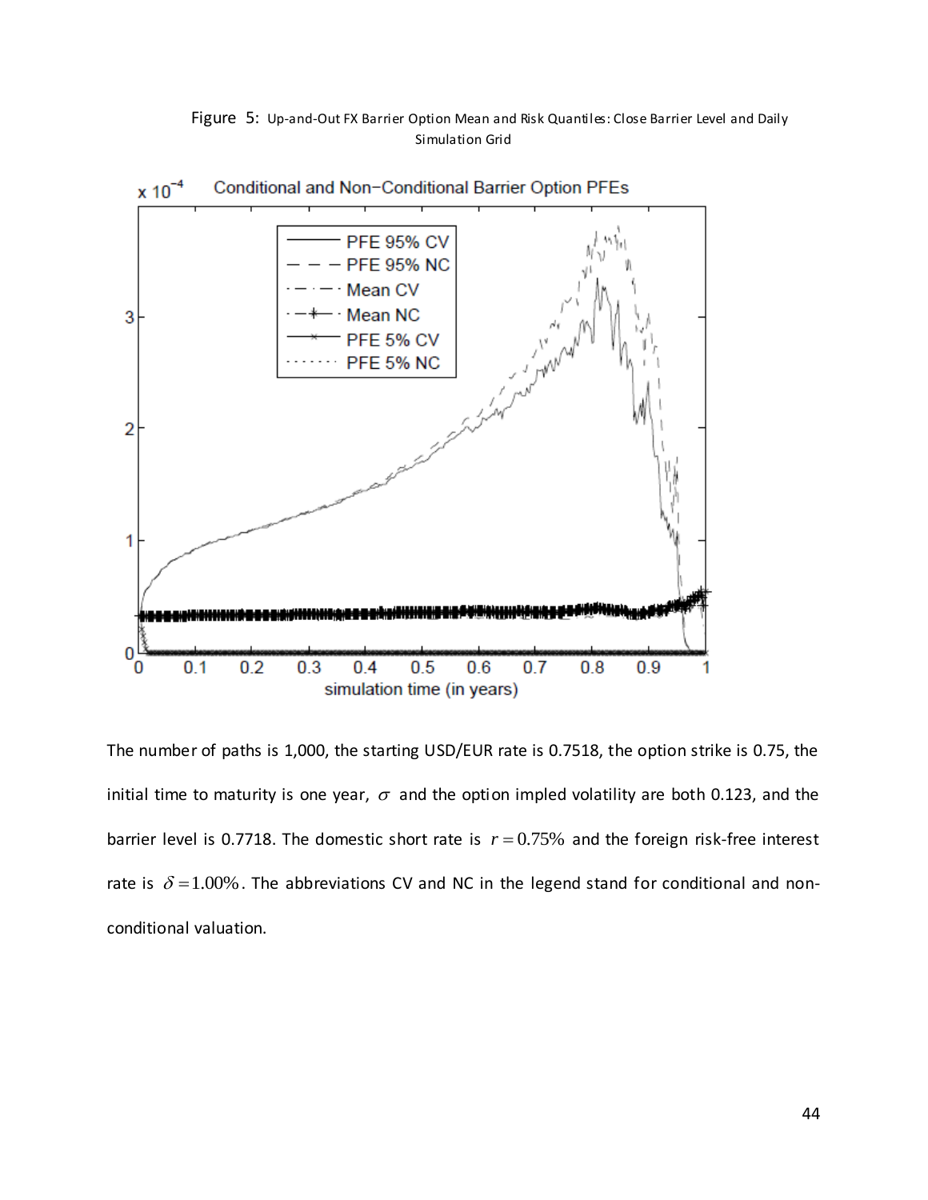Figure 5: Up-and-Out FX Barrier Option Mean and Risk Quantiles: Close Barrier Level and Daily Simulation Grid

Conditional and Non−Conditional Barrier Option PFEs

x $10^{-4}$

PFE 95% CV

PFE 95% NC

Mean CV

Mean NC

PFE 5% CV

PFE 5% NC

0

1

2

3

0 0.1 0.2 0.3 0.4 0.5 0.6 0.7 0.8 0.9 1

simulation time (in years)

The number of paths is 1,000, the starting USD/EUR rate is 0.7518, the option strike is 0.75, the initial time to maturity is one year, $\sigma$ and the option impled volatility are both 0.123, and the barrier level is 0.7718. The domestic short rate is $r = 0.75\%$ and the foreign risk-free interest rate is $\delta = 1.00\%$. The abbreviations CV and NC in the legend stand for conditional and non-conditional valuation.